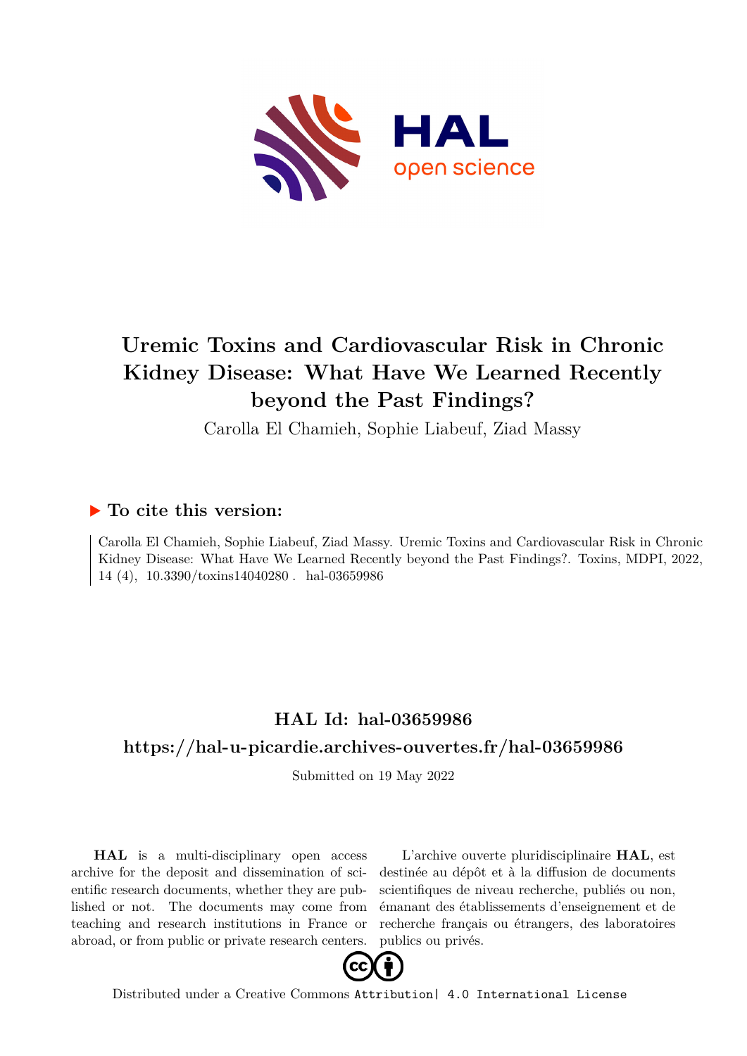# Uremic Toxins and Cardiovascular Risk in Chronic Kidney Disease: What Have We Learned Recently beyond the Past Findings?

Carolla El Chamieh, Sophie Liabeuf, Ziad Massy

## ▶ To cite this version:

Carolla El Chamieh, Sophie Liabeuf, Ziad Massy. Uremic Toxins and Cardiovascular Risk in Chronic Kidney Disease: What Have We Learned Recently beyond the Past Findings?. Toxins, MDPI, 2022, 14 (4), 10.3390/toxins14040280. hal-03659986

## HAL Id: hal-03659986

## https://hal-u-picardie.archives-ouvertes.fr/hal-03659986

Submitted on 19 May 2022

**HAL** is a multi-disciplinary open access archive for the deposit and dissemination of scientific research documents, whether they are published or not. The documents may come from teaching and research institutions in France or abroad, or from public or private research centers.

L'archive ouverte pluridisciplinaire **HAL**, est destinée au dépôt et à la diffusion de documents scientifiques de niveau recherche, publiés ou non, émanant des établissements d'enseignement et de recherche français ou étrangers, des laboratoires publics ou privés.

Distributed under a Creative Commons Attribution| 4.0 International License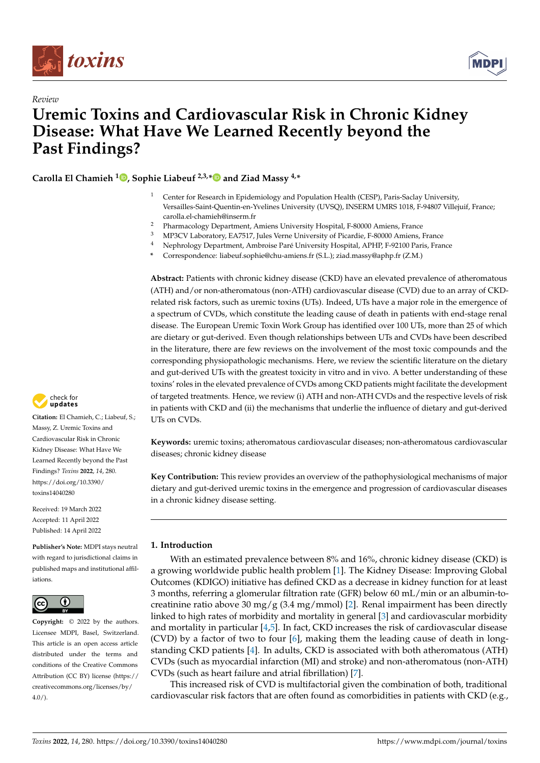Review

# Uremic Toxins and Cardiovascular Risk in Chronic Kidney Disease: What Have We Learned Recently beyond the Past Findings?

**Carolla El Chamieh [1], Sophie Liabeuf [2,3,*] and Ziad Massy [4,*]**

[1] Center for Research in Epidemiology and Population Health (CESP), Paris-Saclay University, Versailles-Saint-Quentin-en-Yvelines University (UVSQ), INSERM UMRS 1018, F-94807 Villejuif, France; carolla.el-chamieh@inserm.fr

[2] Pharmacology Department, Amiens University Hospital, F-80000 Amiens, France

[3] MP3CV Laboratory, EA7517, Jules Verne University of Picardie, F-80000 Amiens, France

[4] Nephrology Department, Ambroise Paré University Hospital, APHP, F-92100 Paris, France

\* Correspondence: liabeuf.sophie@chu-amiens.fr (S.L.); ziad.massy@aphp.fr (Z.M.)

**Citation:** El Chamieh, C.; Liabeuf, S.; Massy, Z. Uremic Toxins and Cardiovascular Risk in Chronic Kidney Disease: What Have We Learned Recently beyond the Past Findings? *Toxins* **2022**, *14*, 280. https://doi.org/10.3390/toxins14040280

Received: 19 March 2022
Accepted: 11 April 2022
Published: 14 April 2022

**Publisher's Note:** MDPI stays neutral with regard to jurisdictional claims in published maps and institutional affiliations.

**Copyright:** © 2022 by the authors. Licensee MDPI, Basel, Switzerland. This article is an open access article distributed under the terms and conditions of the Creative Commons Attribution (CC BY) license (https://creativecommons.org/licenses/by/4.0/).

**Abstract:** Patients with chronic kidney disease (CKD) have an elevated prevalence of atheromatous (ATH) and/or non-atheromatous (non-ATH) cardiovascular disease (CVD) due to an array of CKD-related risk factors, such as uremic toxins (UTs). Indeed, UTs have a major role in the emergence of a spectrum of CVDs, which constitute the leading cause of death in patients with end-stage renal disease. The European Uremic Toxin Work Group has identified over 100 UTs, more than 25 of which are dietary or gut-derived. Even though relationships between UTs and CVDs have been described in the literature, there are few reviews on the involvement of the most toxic compounds and the corresponding physiopathologic mechanisms. Here, we review the scientific literature on the dietary and gut-derived UTs with the greatest toxicity in vitro and in vivo. A better understanding of these toxins' roles in the elevated prevalence of CVDs among CKD patients might facilitate the development of targeted treatments. Hence, we review (i) ATH and non-ATH CVDs and the respective levels of risk in patients with CKD and (ii) the mechanisms that underlie the influence of dietary and gut-derived UTs on CVDs.

**Keywords:** uremic toxins; atheromatous cardiovascular diseases; non-atheromatous cardiovascular diseases; chronic kidney disease

**Key Contribution:** This review provides an overview of the pathophysiological mechanisms of major dietary and gut-derived uremic toxins in the emergence and progression of cardiovascular diseases in a chronic kidney disease setting.

## 1. Introduction

With an estimated prevalence between 8% and 16%, chronic kidney disease (CKD) is a growing worldwide public health problem [1]. The Kidney Disease: Improving Global Outcomes (KDIGO) initiative has defined CKD as a decrease in kidney function for at least 3 months, referring a glomerular filtration rate (GFR) below 60 mL/min or an albumin-to-creatinine ratio above 30 mg/g (3.4 mg/mmol) [2]. Renal impairment has been directly linked to high rates of morbidity and mortality in general [3] and cardiovascular morbidity and mortality in particular [4,5]. In fact, CKD increases the risk of cardiovascular disease (CVD) by a factor of two to four [6], making them the leading cause of death in long-standing CKD patients [4]. In adults, CKD is associated with both atheromatous (ATH) CVDs (such as myocardial infarction (MI) and stroke) and non-atheromatous (non-ATH) CVDs (such as heart failure and atrial fibrillation) [7].

This increased risk of CVD is multifactorial given the combination of both, traditional cardiovascular risk factors that are often found as comorbidities in patients with CKD (e.g.,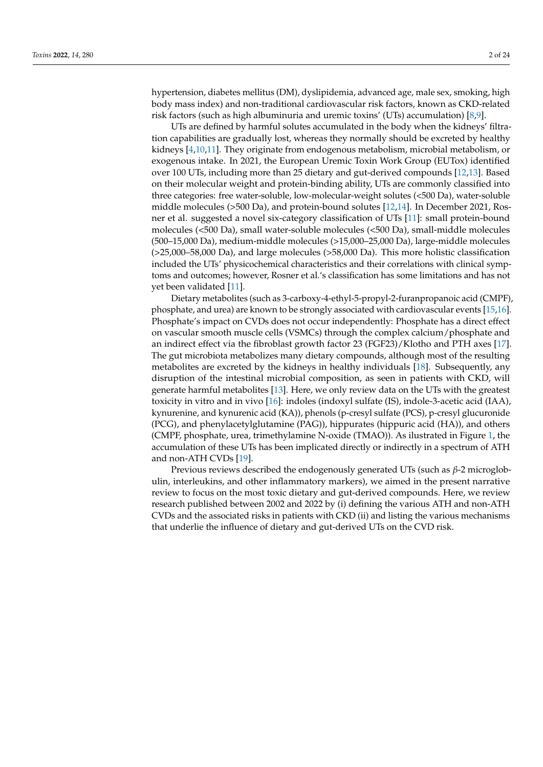hypertension, diabetes mellitus (DM), dyslipidemia, advanced age, male sex, smoking, high body mass index) and non-traditional cardiovascular risk factors, known as CKD-related risk factors (such as high albuminuria and uremic toxins' (UTs) accumulation) [8,9].

UTs are defined by harmful solutes accumulated in the body when the kidneys' filtration capabilities are gradually lost, whereas they normally should be excreted by healthy kidneys [4,10,11]. They originate from endogenous metabolism, microbial metabolism, or exogenous intake. In 2021, the European Uremic Toxin Work Group (EUTox) identified over 100 UTs, including more than 25 dietary and gut-derived compounds [12,13]. Based on their molecular weight and protein-binding ability, UTs are commonly classified into three categories: free water-soluble, low-molecular-weight solutes (<500 Da), water-soluble middle molecules (>500 Da), and protein-bound solutes [12,14]. In December 2021, Rosner et al. suggested a novel six-category classification of UTs [11]: small protein-bound molecules (<500 Da), small water-soluble molecules (<500 Da), small-middle molecules (500–15,000 Da), medium-middle molecules (>15,000–25,000 Da), large-middle molecules (>25,000–58,000 Da), and large molecules (>58,000 Da). This more holistic classification included the UTs' physicochemical characteristics and their correlations with clinical symptoms and outcomes; however, Rosner et al.'s classification has some limitations and has not yet been validated [11].

Dietary metabolites (such as 3-carboxy-4-ethyl-5-propyl-2-furanpropanoic acid (CMPF), phosphate, and urea) are known to be strongly associated with cardiovascular events [15,16]. Phosphate's impact on CVDs does not occur independently: Phosphate has a direct effect on vascular smooth muscle cells (VSMCs) through the complex calcium/phosphate and an indirect effect via the fibroblast growth factor 23 (FGF23)/Klotho and PTH axes [17]. The gut microbiota metabolizes many dietary compounds, although most of the resulting metabolites are excreted by the kidneys in healthy individuals [18]. Subsequently, any disruption of the intestinal microbial composition, as seen in patients with CKD, will generate harmful metabolites [13]. Here, we only review data on the UTs with the greatest toxicity in vitro and in vivo [16]: indoles (indoxyl sulfate (IS), indole-3-acetic acid (IAA), kynurenine, and kynurenic acid (KA)), phenols (p-cresyl sulfate (PCS), p-cresyl glucuronide (PCG), and phenylacetylglutamine (PAG)), hippurates (hippuric acid (HA)), and others (CMPF, phosphate, urea, trimethylamine N-oxide (TMAO)). As ilustrated in Figure 1, the accumulation of these UTs has been implicated directly or indirectly in a spectrum of ATH and non-ATH CVDs [19].

Previous reviews described the endogenously generated UTs (such as $\beta$-2 microglobulin, interleukins, and other inflammatory markers), we aimed in the present narrative review to focus on the most toxic dietary and gut-derived compounds. Here, we review research published between 2002 and 2022 by (i) defining the various ATH and non-ATH CVDs and the associated risks in patients with CKD (ii) and listing the various mechanisms that underlie the influence of dietary and gut-derived UTs on the CVD risk.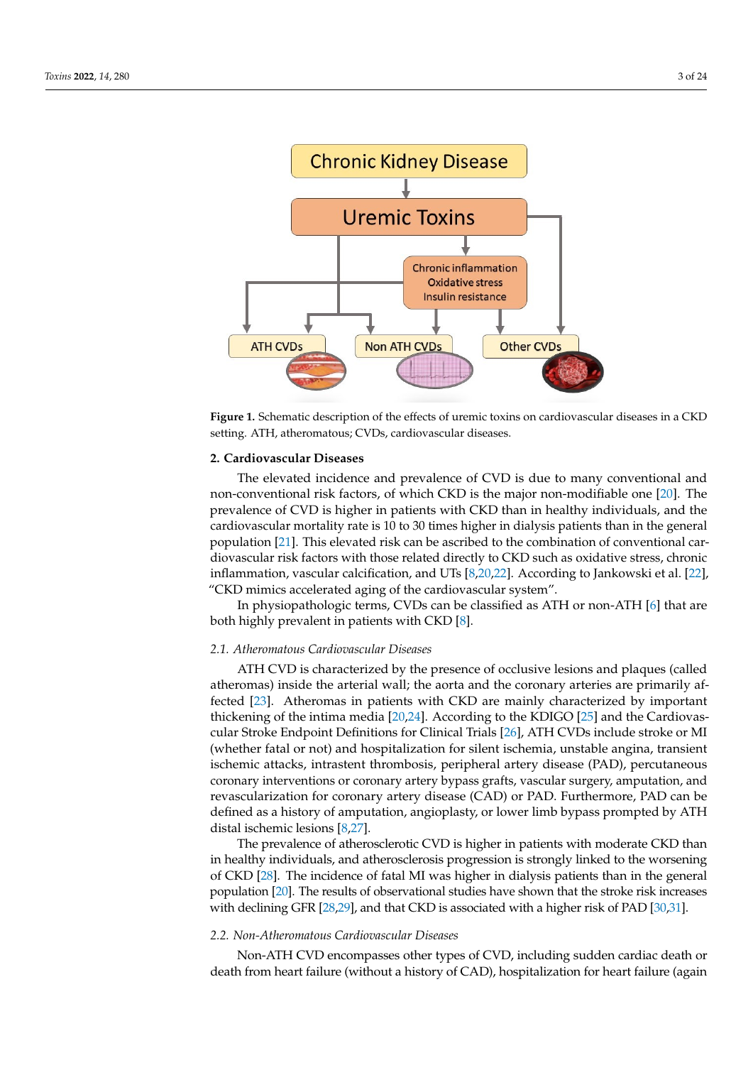**Figure 1.** Schematic description of the effects of uremic toxins on cardiovascular diseases in a CKD setting. ATH, atheromatous; CVDs, cardiovascular diseases.

## 2. Cardiovascular Diseases

The elevated incidence and prevalence of CVD is due to many conventional and non-conventional risk factors, of which CKD is the major non-modifiable one [20]. The prevalence of CVD is higher in patients with CKD than in healthy individuals, and the cardiovascular mortality rate is 10 to 30 times higher in dialysis patients than in the general population [21]. This elevated risk can be ascribed to the combination of conventional cardiovascular risk factors with those related directly to CKD such as oxidative stress, chronic inflammation, vascular calcification, and UTs [8,20,22]. According to Jankowski et al. [22], "CKD mimics accelerated aging of the cardiovascular system".

In physiopathologic terms, CVDs can be classified as ATH or non-ATH [6] that are both highly prevalent in patients with CKD [8].

### 2.1. Atheromatous Cardiovascular Diseases

ATH CVD is characterized by the presence of occlusive lesions and plaques (called atheromas) inside the arterial wall; the aorta and the coronary arteries are primarily affected [23]. Atheromas in patients with CKD are mainly characterized by important thickening of the intima media [20,24]. According to the KDIGO [25] and the Cardiovascular Stroke Endpoint Definitions for Clinical Trials [26], ATH CVDs include stroke or MI (whether fatal or not) and hospitalization for silent ischemia, unstable angina, transient ischemic attacks, intrastent thrombosis, peripheral artery disease (PAD), percutaneous coronary interventions or coronary artery bypass grafts, vascular surgery, amputation, and revascularization for coronary artery disease (CAD) or PAD. Furthermore, PAD can be defined as a history of amputation, angioplasty, or lower limb bypass prompted by ATH distal ischemic lesions [8,27].

The prevalence of atherosclerotic CVD is higher in patients with moderate CKD than in healthy individuals, and atherosclerosis progression is strongly linked to the worsening of CKD [28]. The incidence of fatal MI was higher in dialysis patients than in the general population [20]. The results of observational studies have shown that the stroke risk increases with declining GFR [28,29], and that CKD is associated with a higher risk of PAD [30,31].

### 2.2. Non-Atheromatous Cardiovascular Diseases

Non-ATH CVD encompasses other types of CVD, including sudden cardiac death or death from heart failure (without a history of CAD), hospitalization for heart failure (again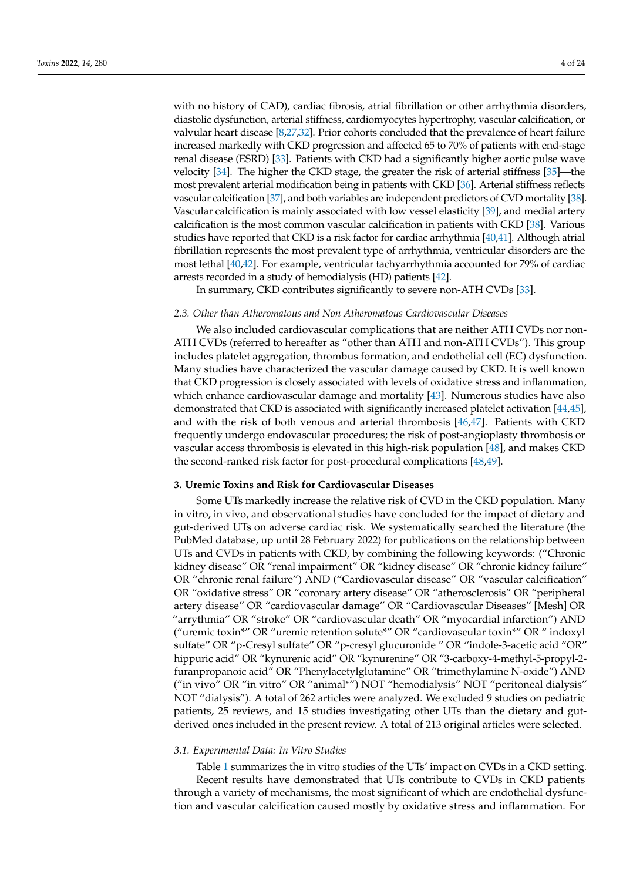with no history of CAD), cardiac fibrosis, atrial fibrillation or other arrhythmia disorders, diastolic dysfunction, arterial stiffness, cardiomyocytes hypertrophy, vascular calcification, or valvular heart disease [8,27,32]. Prior cohorts concluded that the prevalence of heart failure increased markedly with CKD progression and affected 65 to 70% of patients with end-stage renal disease (ESRD) [33]. Patients with CKD had a significantly higher aortic pulse wave velocity [34]. The higher the CKD stage, the greater the risk of arterial stiffness [35]—the most prevalent arterial modification being in patients with CKD [36]. Arterial stiffness reflects vascular calcification [37], and both variables are independent predictors of CVD mortality [38]. Vascular calcification is mainly associated with low vessel elasticity [39], and medial artery calcification is the most common vascular calcification in patients with CKD [38]. Various studies have reported that CKD is a risk factor for cardiac arrhythmia [40,41]. Although atrial fibrillation represents the most prevalent type of arrhythmia, ventricular disorders are the most lethal [40,42]. For example, ventricular tachyarrhythmia accounted for 79% of cardiac arrests recorded in a study of hemodialysis (HD) patients [42].

In summary, CKD contributes significantly to severe non-ATH CVDs [33].

### *2.3. Other than Atheromatous and Non Atheromatous Cardiovascular Diseases*

We also included cardiovascular complications that are neither ATH CVDs nor non-ATH CVDs (referred to hereafter as "other than ATH and non-ATH CVDs"). This group includes platelet aggregation, thrombus formation, and endothelial cell (EC) dysfunction. Many studies have characterized the vascular damage caused by CKD. It is well known that CKD progression is closely associated with levels of oxidative stress and inflammation, which enhance cardiovascular damage and mortality [43]. Numerous studies have also demonstrated that CKD is associated with significantly increased platelet activation [44,45], and with the risk of both venous and arterial thrombosis [46,47]. Patients with CKD frequently undergo endovascular procedures; the risk of post-angioplasty thrombosis or vascular access thrombosis is elevated in this high-risk population [48], and makes CKD the second-ranked risk factor for post-procedural complications [48,49].

## **3. Uremic Toxins and Risk for Cardiovascular Diseases**

Some UTs markedly increase the relative risk of CVD in the CKD population. Many in vitro, in vivo, and observational studies have concluded for the impact of dietary and gut-derived UTs on adverse cardiac risk. We systematically searched the literature (the PubMed database, up until 28 February 2022) for publications on the relationship between UTs and CVDs in patients with CKD, by combining the following keywords: ("Chronic kidney disease" OR "renal impairment" OR "kidney disease" OR "chronic kidney failure" OR "chronic renal failure") AND ("Cardiovascular disease" OR "vascular calcification" OR "oxidative stress" OR "coronary artery disease" OR "atherosclerosis" OR "peripheral artery disease" OR "cardiovascular damage" OR "Cardiovascular Diseases" [Mesh] OR "arrythmia" OR "stroke" OR "cardiovascular death" OR "myocardial infarction") AND ("uremic toxin*" OR "uremic retention solute*" OR "cardiovascular toxin*" OR " indoxyl sulfate" OR "p-Cresyl sulfate" OR "p-cresyl glucuronide " OR "indole-3-acetic acid "OR" hippuric acid" OR "kynurenic acid" OR "kynurenine" OR "3-carboxy-4-methyl-5-propyl-2-furanpropanoic acid" OR "Phenylacetylglutamine" OR "trimethylamine N-oxide") AND ("in vivo" OR "in vitro" OR "animal*") NOT "hemodialysis" NOT "peritoneal dialysis" NOT "dialysis"). A total of 262 articles were analyzed. We excluded 9 studies on pediatric patients, 25 reviews, and 15 studies investigating other UTs than the dietary and gut-derived ones included in the present review. A total of 213 original articles were selected.

### *3.1. Experimental Data: In Vitro Studies*

Table 1 summarizes the in vitro studies of the UTs' impact on CVDs in a CKD setting.

Recent results have demonstrated that UTs contribute to CVDs in CKD patients through a variety of mechanisms, the most significant of which are endothelial dysfunction and vascular calcification caused mostly by oxidative stress and inflammation. For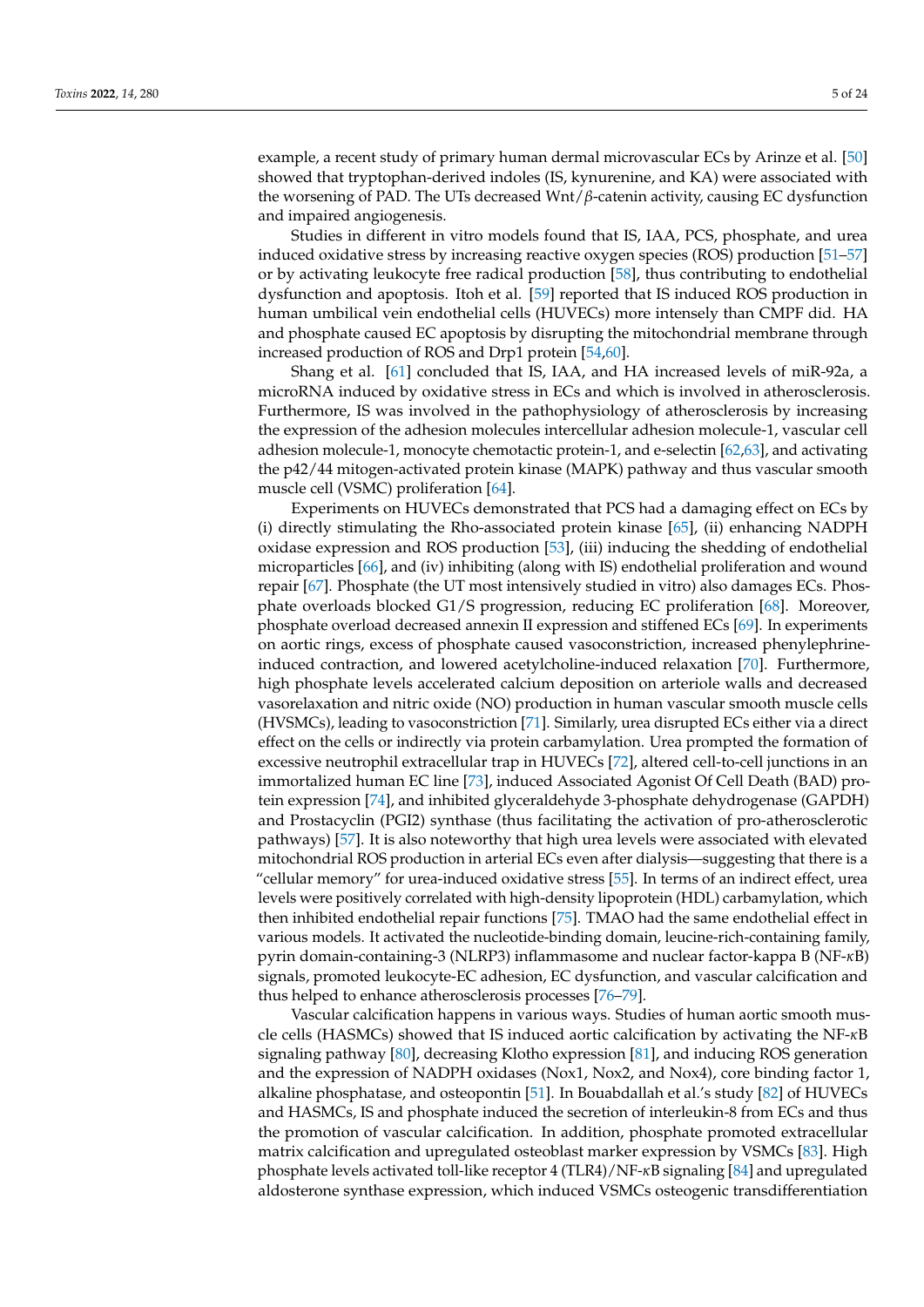example, a recent study of primary human dermal microvascular ECs by Arinze et al. [50] showed that tryptophan-derived indoles (IS, kynurenine, and KA) were associated with the worsening of PAD. The UTs decreased Wnt/$\beta$-catenin activity, causing EC dysfunction and impaired angiogenesis.

Studies in different in vitro models found that IS, IAA, PCS, phosphate, and urea induced oxidative stress by increasing reactive oxygen species (ROS) production [51–57] or by activating leukocyte free radical production [58], thus contributing to endothelial dysfunction and apoptosis. Itoh et al. [59] reported that IS induced ROS production in human umbilical vein endothelial cells (HUVECs) more intensely than CMPF did. HA and phosphate caused EC apoptosis by disrupting the mitochondrial membrane through increased production of ROS and Drp1 protein [54,60].

Shang et al. [61] concluded that IS, IAA, and HA increased levels of miR-92a, a microRNA induced by oxidative stress in ECs and which is involved in atherosclerosis. Furthermore, IS was involved in the pathophysiology of atherosclerosis by increasing the expression of the adhesion molecules intercellular adhesion molecule-1, vascular cell adhesion molecule-1, monocyte chemotactic protein-1, and e-selectin [62,63], and activating the p42/44 mitogen-activated protein kinase (MAPK) pathway and thus vascular smooth muscle cell (VSMC) proliferation [64].

Experiments on HUVECs demonstrated that PCS had a damaging effect on ECs by (i) directly stimulating the Rho-associated protein kinase [65], (ii) enhancing NADPH oxidase expression and ROS production [53], (iii) inducing the shedding of endothelial microparticles [66], and (iv) inhibiting (along with IS) endothelial proliferation and wound repair [67]. Phosphate (the UT most intensively studied in vitro) also damages ECs. Phosphate overloads blocked G1/S progression, reducing EC proliferation [68]. Moreover, phosphate overload decreased annexin II expression and stiffened ECs [69]. In experiments on aortic rings, excess of phosphate caused vasoconstriction, increased phenylephrine-induced contraction, and lowered acetylcholine-induced relaxation [70]. Furthermore, high phosphate levels accelerated calcium deposition on arteriole walls and decreased vasorelaxation and nitric oxide (NO) production in human vascular smooth muscle cells (HVSMCs), leading to vasoconstriction [71]. Similarly, urea disrupted ECs either via a direct effect on the cells or indirectly via protein carbamylation. Urea prompted the formation of excessive neutrophil extracellular trap in HUVECs [72], altered cell-to-cell junctions in an immortalized human EC line [73], induced Associated Agonist Of Cell Death (BAD) protein expression [74], and inhibited glyceraldehyde 3-phosphate dehydrogenase (GAPDH) and Prostacyclin (PGI2) synthase (thus facilitating the activation of pro-atherosclerotic pathways) [57]. It is also noteworthy that high urea levels were associated with elevated mitochondrial ROS production in arterial ECs even after dialysis—suggesting that there is a "cellular memory" for urea-induced oxidative stress [55]. In terms of an indirect effect, urea levels were positively correlated with high-density lipoprotein (HDL) carbamylation, which then inhibited endothelial repair functions [75]. TMAO had the same endothelial effect in various models. It activated the nucleotide-binding domain, leucine-rich-containing family, pyrin domain-containing-3 (NLRP3) inflammasome and nuclear factor-kappa B (NF-$\kappa$B) signals, promoted leukocyte-EC adhesion, EC dysfunction, and vascular calcification and thus helped to enhance atherosclerosis processes [76–79].

Vascular calcification happens in various ways. Studies of human aortic smooth muscle cells (HASMCs) showed that IS induced aortic calcification by activating the NF-$\kappa$B signaling pathway [80], decreasing Klotho expression [81], and inducing ROS generation and the expression of NADPH oxidases (Nox1, Nox2, and Nox4), core binding factor 1, alkaline phosphatase, and osteopontin [51]. In Bouabdallah et al.'s study [82] of HUVECs and HASMCs, IS and phosphate induced the secretion of interleukin-8 from ECs and thus the promotion of vascular calcification. In addition, phosphate promoted extracellular matrix calcification and upregulated osteoblast marker expression by VSMCs [83]. High phosphate levels activated toll-like receptor 4 (TLR4)/NF-$\kappa$B signaling [84] and upregulated aldosterone synthase expression, which induced VSMCs osteogenic transdifferentiation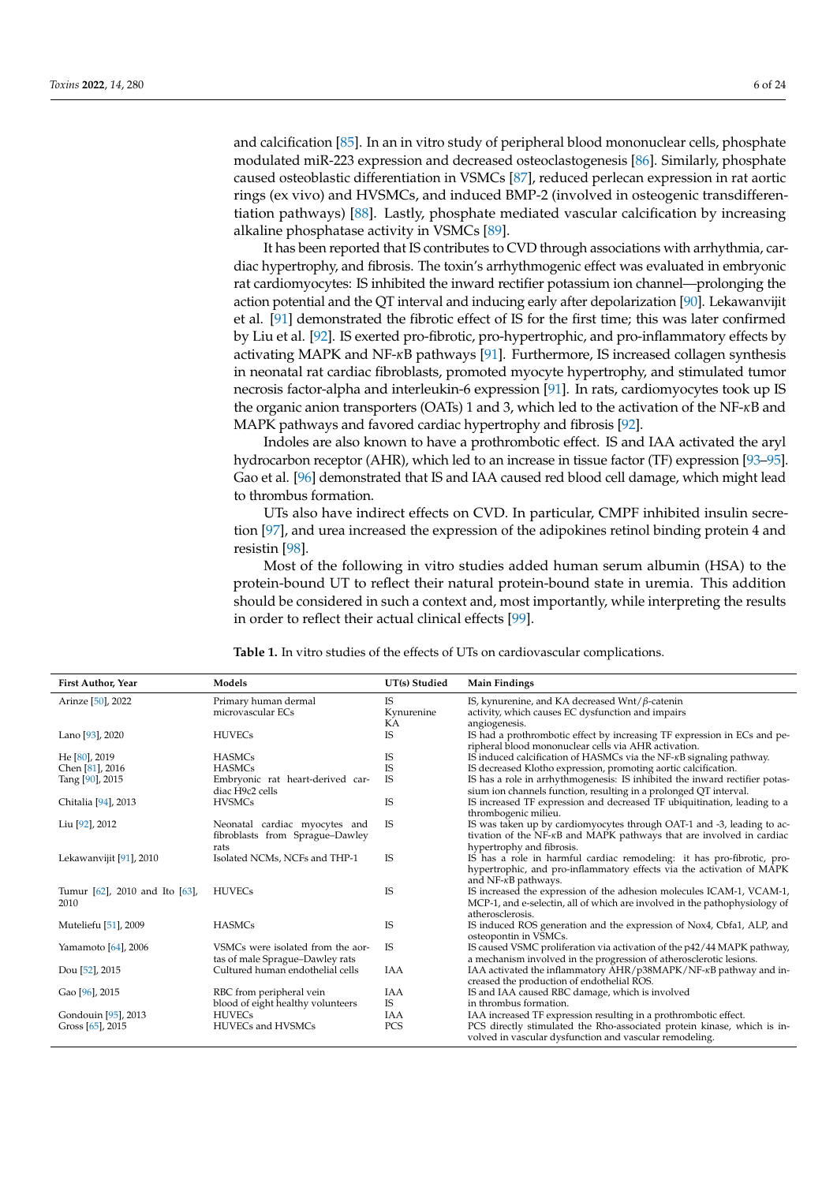and calcification [85]. In an in vitro study of peripheral blood mononuclear cells, phosphate modulated miR-223 expression and decreased osteoclastogenesis [86]. Similarly, phosphate caused osteoblastic differentiation in VSMCs [87], reduced perlecan expression in rat aortic rings (ex vivo) and HVSMCs, and induced BMP-2 (involved in osteogenic transdifferentiation pathways) [88]. Lastly, phosphate mediated vascular calcification by increasing alkaline phosphatase activity in VSMCs [89].

It has been reported that IS contributes to CVD through associations with arrhythmia, cardiac hypertrophy, and fibrosis. The toxin's arrhythmogenic effect was evaluated in embryonic rat cardiomyocytes: IS inhibited the inward rectifier potassium ion channel—prolonging the action potential and the QT interval and inducing early after depolarization [90]. Lekawanvijit et al. [91] demonstrated the fibrotic effect of IS for the first time; this was later confirmed by Liu et al. [92]. IS exerted pro-fibrotic, pro-hypertrophic, and pro-inflammatory effects by activating MAPK and NF-κB pathways [91]. Furthermore, IS increased collagen synthesis in neonatal rat cardiac fibroblasts, promoted myocyte hypertrophy, and stimulated tumor necrosis factor-alpha and interleukin-6 expression [91]. In rats, cardiomyocytes took up IS the organic anion transporters (OATs) 1 and 3, which led to the activation of the NF-κB and MAPK pathways and favored cardiac hypertrophy and fibrosis [92].

Indoles are also known to have a prothrombotic effect. IS and IAA activated the aryl hydrocarbon receptor (AHR), which led to an increase in tissue factor (TF) expression [93–95]. Gao et al. [96] demonstrated that IS and IAA caused red blood cell damage, which might lead to thrombus formation.

UTs also have indirect effects on CVD. In particular, CMPF inhibited insulin secretion [97], and urea increased the expression of the adipokines retinol binding protein 4 and resistin [98].

Most of the following in vitro studies added human serum albumin (HSA) to the protein-bound UT to reflect their natural protein-bound state in uremia. This addition should be considered in such a context and, most importantly, while interpreting the results in order to reflect their actual clinical effects [99].

**Table 1.** In vitro studies of the effects of UTs on cardiovascular complications.

| First Author, Year | Models | UT(s) Studied | Main Findings |
|---|---|---|---|
| Arinze [50], 2022 | Primary human dermal microvascular ECs | IS<br>Kynurenine<br>KA | IS, kynurenine, and KA decreased Wnt/β-catenin activity, which causes EC dysfunction and impairs angiogenesis. |
| Lano [93], 2020 | HUVECs | IS | IS had a prothrombotic effect by increasing TF expression in ECs and peripheral blood mononuclear cells via AHR activation. |
| He [80], 2019 | HASMCs | IS | IS induced calcification of HASMCs via the NF-κB signaling pathway. |
| Chen [81], 2016 | HASMCs | IS | IS decreased Klotho expression, promoting aortic calcification. |
| Tang [90], 2015 | Embryonic rat heart-derived cardiac H9c2 cells | IS | IS has a role in arrhythmogenesis: IS inhibited the inward rectifier potassium ion channels function, resulting in a prolonged QT interval. |
| Chitalia [94], 2013 | HVSMCs | IS | IS increased TF expression and decreased TF ubiquitination, leading to a thrombogenic milieu. |
| Liu [92], 2012 | Neonatal cardiac myocytes and fibroblasts from Sprague–Dawley rats | IS | IS was taken up by cardiomyocytes through OAT-1 and -3, leading to activation of the NF-κB and MAPK pathways that are involved in cardiac hypertrophy and fibrosis. |
| Lekawanvijit [91], 2010 | Isolated NCMs, NCFs and THP-1 | IS | IS has a role in harmful cardiac remodeling: it has pro-fibrotic, pro-hypertrophic, and pro-inflammatory effects via the activation of MAPK and NF-κB pathways. |
| Tumur [62], 2010 and Ito [63], 2010 | HUVECs | IS | IS increased the expression of the adhesion molecules ICAM-1, VCAM-1, MCP-1, and e-selectin, all of which are involved in the pathophysiology of atherosclerosis. |
| Muteliefu [51], 2009 | HASMCs | IS | IS induced ROS generation and the expression of Nox4, Cbfa1, ALP, and osteopontin in VSMCs. |
| Yamamoto [64], 2006 | VSMCs were isolated from the aortas of male Sprague–Dawley rats | IS | IS caused VSMC proliferation via activation of the p42/44 MAPK pathway, a mechanism involved in the progression of atherosclerotic lesions. |
| Dou [52], 2015 | Cultured human endothelial cells | IAA | IAA activated the inflammatory AHR/p38MAPK/NF-κB pathway and increased the production of endothelial ROS. |
| Gao [96], 2015 | RBC from peripheral vein blood of eight healthy volunteers | IAA<br>IS | IS and IAA caused RBC damage, which is involved in thrombus formation. |
| Gondouin [95], 2013 | HUVECs | IAA | IAA increased TF expression resulting in a prothrombotic effect. |
| Gross [65], 2015 | HUVECs and HVSMCs | PCS | PCS directly stimulated the Rho-associated protein kinase, which is involved in vascular dysfunction and vascular remodeling. |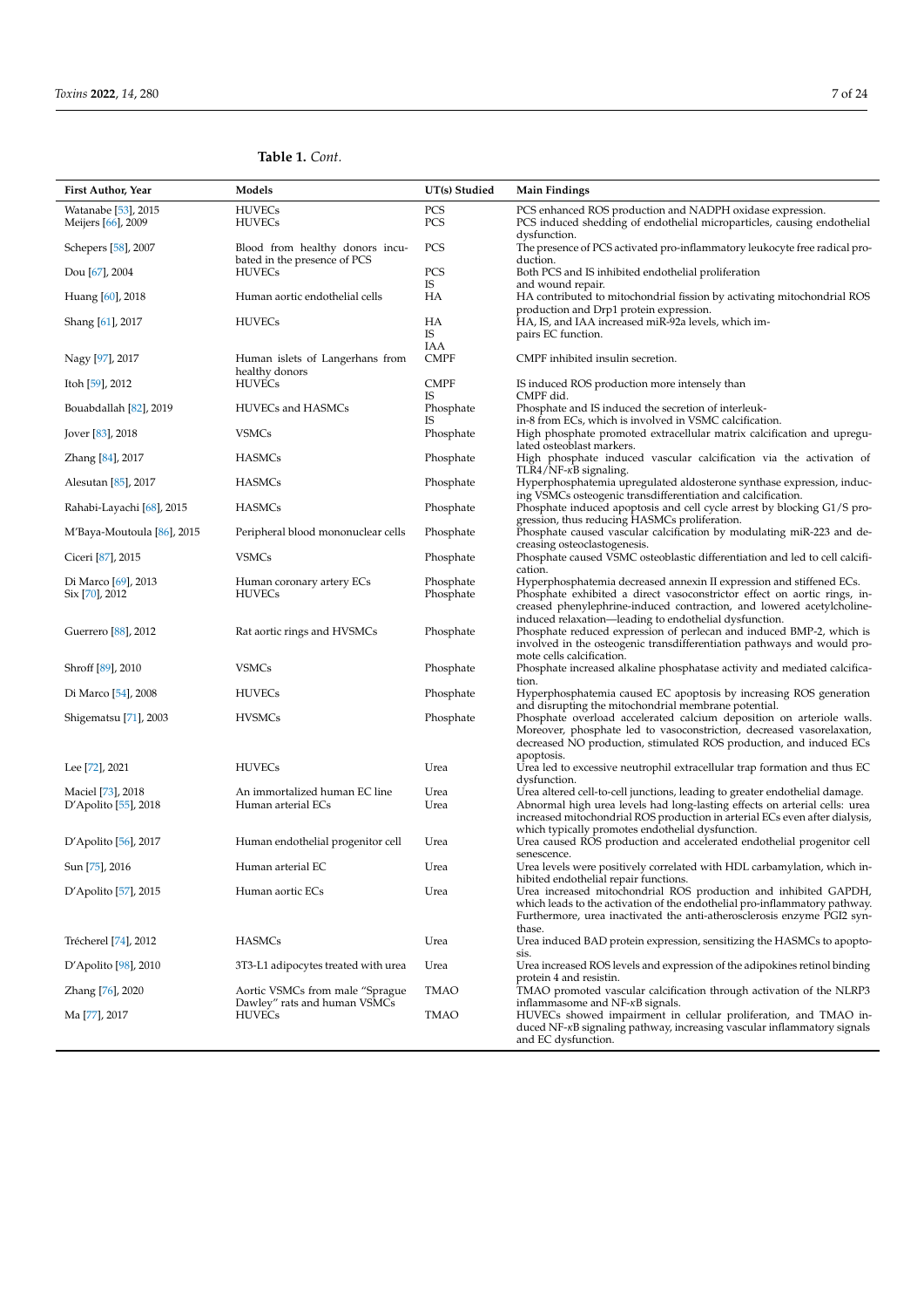**Table 1.** *Cont.*

| First Author, Year | Models | UT(s) Studied | Main Findings |
|---|---|---|---|
| Watanabe [53], 2015 | HUVECs | PCS | PCS enhanced ROS production and NADPH oxidase expression. |
| Meijers [66], 2009 | HUVECs | PCS | PCS induced shedding of endothelial microparticles, causing endothelial dysfunction. |
| Schepers [58], 2007 | Blood from healthy donors incubated in the presence of PCS | PCS | The presence of PCS activated pro-inflammatory leukocyte free radical production. |
| Dou [67], 2004 | HUVECs | PCS<br>IS | Both PCS and IS inhibited endothelial proliferation and wound repair. |
| Huang [60], 2018 | Human aortic endothelial cells | HA | HA contributed to mitochondrial fission by activating mitochondrial ROS production and Drp1 protein expression. |
| Shang [61], 2017 | HUVECs | HA<br>IS<br>IAA | HA, IS, and IAA increased miR-92a levels, which impairs EC function. |
| Nagy [97], 2017 | Human islets of Langerhans from healthy donors | CMPF | CMPF inhibited insulin secretion. |
| Itoh [59], 2012 | HUVECs | CMPF<br>IS | IS induced ROS production more intensely than CMPF did. |
| Bouabdallah [82], 2019 | HUVECs and HASMCs | Phosphate<br>IS | Phosphate and IS induced the secretion of interleukin-8 from ECs, which is involved in VSMC calcification. |
| Jover [83], 2018 | VSMCs | Phosphate | High phosphate promoted extracellular matrix calcification and upregulated osteoblast markers. |
| Zhang [84], 2017 | HASMCs | Phosphate | High phosphate induced vascular calcification via the activation of TLR4/NF-κB signaling. |
| Alesutan [85], 2017 | HASMCs | Phosphate | Hyperphosphatemia upregulated aldosterone synthase expression, inducing VSMCs osteogenic transdifferentiation and calcification. |
| Rahabi-Layachi [68], 2015 | HASMCs | Phosphate | Phosphate induced apoptosis and cell cycle arrest by blocking G1/S progression, thus reducing HASMCs proliferation. |
| M'Baya-Moutoula [86], 2015 | Peripheral blood mononuclear cells | Phosphate | Phosphate caused vascular calcification by modulating miR-223 and decreasing osteoclastogenesis. |
| Ciceri [87], 2015 | VSMCs | Phosphate | Phosphate caused VSMC osteoblastic differentiation and led to cell calcification. |
| Di Marco [69], 2013 | Human coronary artery ECs | Phosphate | Hyperphosphatemia decreased annexin II expression and stiffened ECs. |
| Six [70], 2012 | HUVECs | Phosphate | Phosphate exhibited a direct vasoconstrictor effect on aortic rings, increased phenylephrine-induced contraction, and lowered acetylcholine-induced relaxation—leading to endothelial dysfunction. |
| Guerrero [88], 2012 | Rat aortic rings and HVSMCs | Phosphate | Phosphate reduced expression of perlecan and induced BMP-2, which is involved in the osteogenic transdifferentiation pathways and would promote cells calcification. |
| Shroff [89], 2010 | VSMCs | Phosphate | Phosphate increased alkaline phosphatase activity and mediated calcification. |
| Di Marco [54], 2008 | HUVECs | Phosphate | Hyperphosphatemia caused EC apoptosis by increasing ROS generation and disrupting the mitochondrial membrane potential. |
| Shigematsu [71], 2003 | HVSMCs | Phosphate | Phosphate overload accelerated calcium deposition on arteriole walls. Moreover, phosphate led to vasoconstriction, decreased vasorelaxation, decreased NO production, stimulated ROS production, and induced ECs apoptosis. |
| Lee [72], 2021 | HUVECs | Urea | Urea led to excessive neutrophil extracellular trap formation and thus EC dysfunction. |
| Maciel [73], 2018 | An immortalized human EC line | Urea | Urea altered cell-to-cell junctions, leading to greater endothelial damage. |
| D'Apolito [55], 2018 | Human arterial ECs | Urea | Abnormal high urea levels had long-lasting effects on arterial cells: urea increased mitochondrial ROS production in arterial ECs even after dialysis, which typically promotes endothelial dysfunction. |
| D'Apolito [56], 2017 | Human endothelial progenitor cell | Urea | Urea caused ROS production and accelerated endothelial progenitor cell senescence. |
| Sun [75], 2016 | Human arterial EC | Urea | Urea levels were positively correlated with HDL carbamylation, which inhibited endothelial repair functions. |
| D'Apolito [57], 2015 | Human aortic ECs | Urea | Urea increased mitochondrial ROS production and inhibited GAPDH, which leads to the activation of the endothelial pro-inflammatory pathway. Furthermore, urea inactivated the anti-atherosclerosis enzyme PGI2 synthase. |
| Trécherel [74], 2012 | HASMCs | Urea | Urea induced BAD protein expression, sensitizing the HASMCs to apoptosis. |
| D'Apolito [98], 2010 | 3T3-L1 adipocytes treated with urea | Urea | Urea increased ROS levels and expression of the adipokines retinol binding protein 4 and resistin. |
| Zhang [76], 2020 | Aortic VSMCs from male "Sprague Dawley" rats and human VSMCs | TMAO | TMAO promoted vascular calcification through activation of the NLRP3 inflammasome and NF-κB signals. |
| Ma [77], 2017 | HUVECs | TMAO | HUVECs showed impairment in cellular proliferation, and TMAO induced NF-κB signaling pathway, increasing vascular inflammatory signals and EC dysfunction. |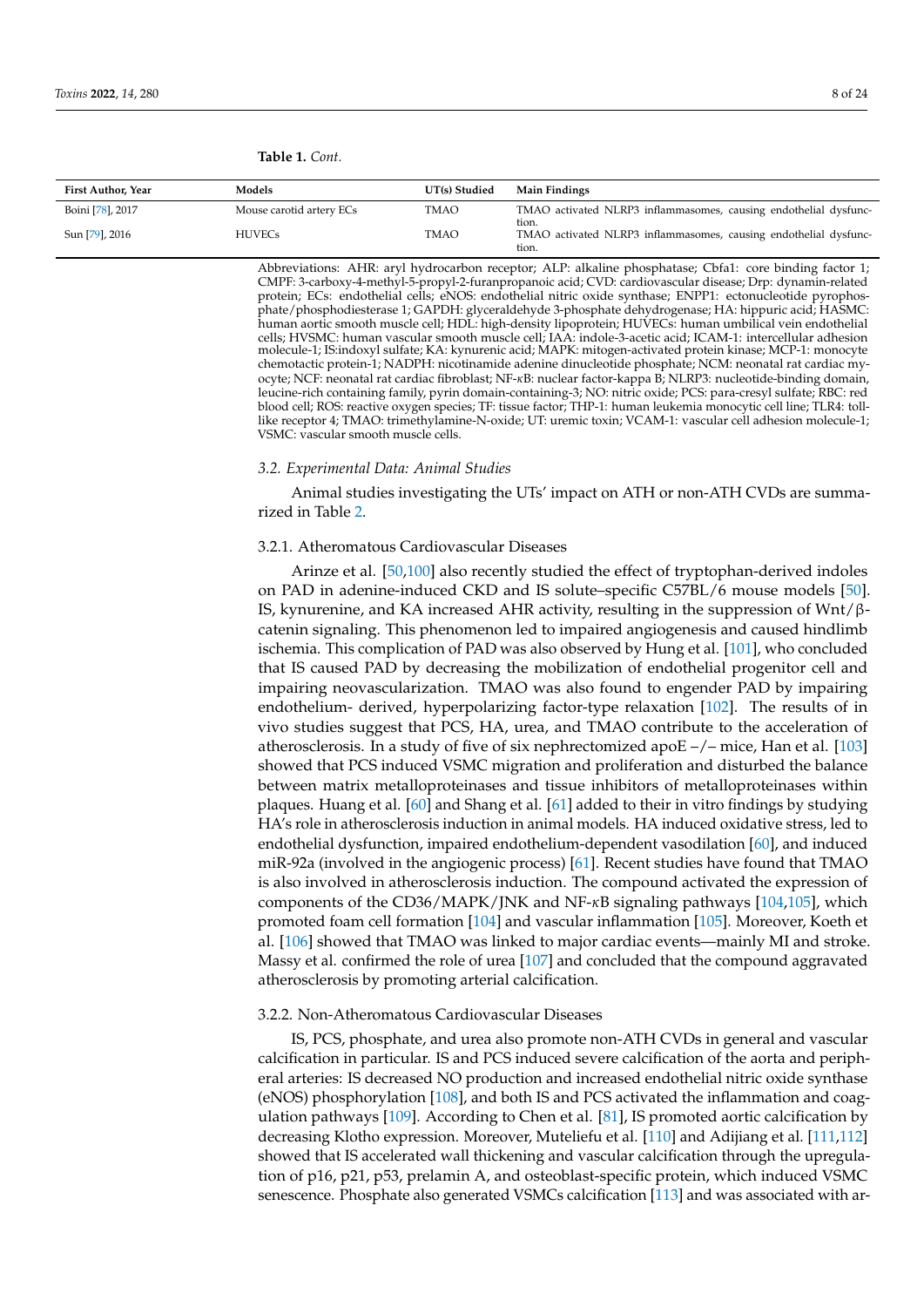**Table 1.** *Cont.*

| First Author, Year | Models | UT(s) Studied | Main Findings |
| --- | --- | --- | --- |
| Boini [78], 2017 | Mouse carotid artery ECs | TMAO | TMAO activated NLRP3 inflammasomes, causing endothelial dysfunction. |
| Sun [79], 2016 | HUVECs | TMAO | TMAO activated NLRP3 inflammasomes, causing endothelial dysfunction. |

Abbreviations: AHR: aryl hydrocarbon receptor; ALP: alkaline phosphatase; Cbfa1: core binding factor 1; CMPF: 3-carboxy-4-methyl-5-propyl-2-furanpropanoic acid; CVD: cardiovascular disease; Drp: dynamin-related protein; ECs: endothelial cells; eNOS: endothelial nitric oxide synthase; ENPP1: ectonucleotide pyrophosphate/phosphodiesterase 1; GAPDH: glyceraldehyde 3-phosphate dehydrogenase; HA: hippuric acid; HASMC: human aortic smooth muscle cell; HDL: high-density lipoprotein; HUVECs: human umbilical vein endothelial cells; HVSMC: human vascular smooth muscle cell; IAA: indole-3-acetic acid; ICAM-1: intercellular adhesion molecule-1; IS:indoxyl sulfate; KA: kynurenic acid; MAPK: mitogen-activated protein kinase; MCP-1: monocyte chemotactic protein-1; NADPH: nicotinamide adenine dinucleotide phosphate; NCM: neonatal rat cardiac myocyte; NCF: neonatal rat cardiac fibroblast; NF-κB: nuclear factor-kappa B; NLRP3: nucleotide-binding domain, leucine-rich containing family, pyrin domain-containing-3; NO: nitric oxide; PCS: para-cresyl sulfate; RBC: red blood cell; ROS: reactive oxygen species; TF: tissue factor; THP-1: human leukemia monocytic cell line; TLR4: toll-like receptor 4; TMAO: trimethylamine-N-oxide; UT: uremic toxin; VCAM-1: vascular cell adhesion molecule-1; VSMC: vascular smooth muscle cells.

### *3.2. Experimental Data: Animal Studies*

Animal studies investigating the UTs' impact on ATH or non-ATH CVDs are summarized in Table 2.

#### 3.2.1. Atheromatous Cardiovascular Diseases

Arinze et al. [50,100] also recently studied the effect of tryptophan-derived indoles on PAD in adenine-induced CKD and IS solute–specific C57BL/6 mouse models [50]. IS, kynurenine, and KA increased AHR activity, resulting in the suppression of Wnt/β-catenin signaling. This phenomenon led to impaired angiogenesis and caused hindlimb ischemia. This complication of PAD was also observed by Hung et al. [101], who concluded that IS caused PAD by decreasing the mobilization of endothelial progenitor cell and impairing neovascularization. TMAO was also found to engender PAD by impairing endothelium- derived, hyperpolarizing factor-type relaxation [102]. The results of in vivo studies suggest that PCS, HA, urea, and TMAO contribute to the acceleration of atherosclerosis. In a study of five of six nephrectomized apoE −/− mice, Han et al. [103] showed that PCS induced VSMC migration and proliferation and disturbed the balance between matrix metalloproteinases and tissue inhibitors of metalloproteinases within plaques. Huang et al. [60] and Shang et al. [61] added to their in vitro findings by studying HA's role in atherosclerosis induction in animal models. HA induced oxidative stress, led to endothelial dysfunction, impaired endothelium-dependent vasodilation [60], and induced miR-92a (involved in the angiogenic process) [61]. Recent studies have found that TMAO is also involved in atherosclerosis induction. The compound activated the expression of components of the CD36/MAPK/JNK and NF-κB signaling pathways [104,105], which promoted foam cell formation [104] and vascular inflammation [105]. Moreover, Koeth et al. [106] showed that TMAO was linked to major cardiac events—mainly MI and stroke. Massy et al. confirmed the role of urea [107] and concluded that the compound aggravated atherosclerosis by promoting arterial calcification.

#### 3.2.2. Non-Atheromatous Cardiovascular Diseases

IS, PCS, phosphate, and urea also promote non-ATH CVDs in general and vascular calcification in particular. IS and PCS induced severe calcification of the aorta and peripheral arteries: IS decreased NO production and increased endothelial nitric oxide synthase (eNOS) phosphorylation [108], and both IS and PCS activated the inflammation and coagulation pathways [109]. According to Chen et al. [81], IS promoted aortic calcification by decreasing Klotho expression. Moreover, Muteliefu et al. [110] and Adijiang et al. [111,112] showed that IS accelerated wall thickening and vascular calcification through the upregulation of p16, p21, p53, prelamin A, and osteoblast-specific protein, which induced VSMC senescence. Phosphate also generated VSMCs calcification [113] and was associated with ar-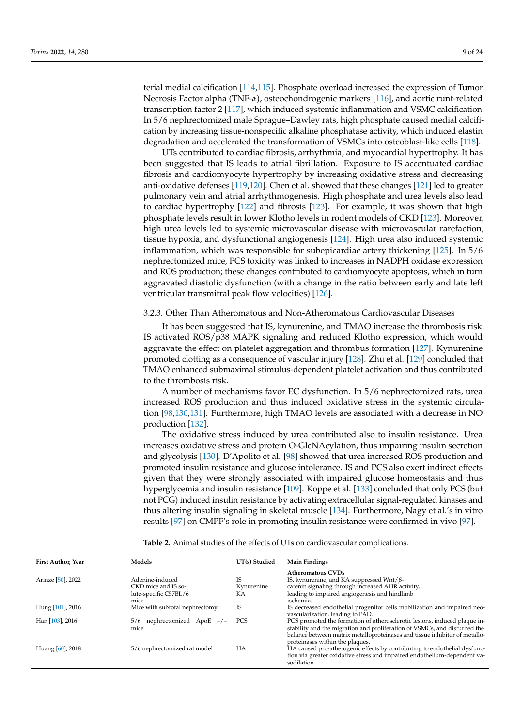terial medial calcification [114,115]. Phosphate overload increased the expression of Tumor Necrosis Factor alpha (TNF-$\alpha$), osteochondrogenic markers [116], and aortic runt-related transcription factor 2 [117], which induced systemic inflammation and VSMC calcification. In 5/6 nephrectomized male Sprague–Dawley rats, high phosphate caused medial calcification by increasing tissue-nonspecific alkaline phosphatase activity, which induced elastin degradation and accelerated the transformation of VSMCs into osteoblast-like cells [118].

UTs contributed to cardiac fibrosis, arrhythmia, and myocardial hypertrophy. It has been suggested that IS leads to atrial fibrillation. Exposure to IS accentuated cardiac fibrosis and cardiomyocyte hypertrophy by increasing oxidative stress and decreasing anti-oxidative defenses [119,120]. Chen et al. showed that these changes [121] led to greater pulmonary vein and atrial arrhythmogenesis. High phosphate and urea levels also lead to cardiac hypertrophy [122] and fibrosis [123]. For example, it was shown that high phosphate levels result in lower Klotho levels in rodent models of CKD [123]. Moreover, high urea levels led to systemic microvascular disease with microvascular rarefaction, tissue hypoxia, and dysfunctional angiogenesis [124]. High urea also induced systemic inflammation, which was responsible for subepicardiac artery thickening [125]. In 5/6 nephrectomized mice, PCS toxicity was linked to increases in NADPH oxidase expression and ROS production; these changes contributed to cardiomyocyte apoptosis, which in turn aggravated diastolic dysfunction (with a change in the ratio between early and late left ventricular transmitral peak flow velocities) [126].

#### 3.2.3. Other Than Atheromatous and Non-Atheromatous Cardiovascular Diseases

It has been suggested that IS, kynurenine, and TMAO increase the thrombosis risk. IS activated ROS/p38 MAPK signaling and reduced Klotho expression, which would aggravate the effect on platelet aggregation and thrombus formation [127]. Kynurenine promoted clotting as a consequence of vascular injury [128]. Zhu et al. [129] concluded that TMAO enhanced submaximal stimulus-dependent platelet activation and thus contributed to the thrombosis risk.

A number of mechanisms favor EC dysfunction. In 5/6 nephrectomized rats, urea increased ROS production and thus induced oxidative stress in the systemic circulation [98,130,131]. Furthermore, high TMAO levels are associated with a decrease in NO production [132].

The oxidative stress induced by urea contributed also to insulin resistance. Urea increases oxidative stress and protein O-GlcNAcylation, thus impairing insulin secretion and glycolysis [130]. D'Apolito et al. [98] showed that urea increased ROS production and promoted insulin resistance and glucose intolerance. IS and PCS also exert indirect effects given that they were strongly associated with impaired glucose homeostasis and thus hyperglycemia and insulin resistance [109]. Koppe et al. [133] concluded that only PCS (but not PCG) induced insulin resistance by activating extracellular signal-regulated kinases and thus altering insulin signaling in skeletal muscle [134]. Furthermore, Nagy et al.'s in vitro results [97] on CMPF's role in promoting insulin resistance were confirmed in vivo [97].

**Table 2.** Animal studies of the effects of UTs on cardiovascular complications.

| First Author, Year | Models | UT(s) Studied | Main Findings |
|---|---|---|---|
| | | | **Atheromatous CVDs** |
| Arinze [50], 2022 | Adenine-induced CKD mice and IS solute-specific C57BL/6 mice | IS Kynurenine KA | IS, kynurenine, and KA suppressed Wnt/$\beta$-catenin signaling through increased AHR activity, leading to impaired angiogenesis and hindlimb ischemia. |
| Hung [101], 2016 | Mice with subtotal nephrectomy | IS | IS decreased endothelial progenitor cells mobilization and impaired neovascularization, leading to PAD. |
| Han [103], 2016 | 5/6 nephrectomized ApoE −/− mice | PCS | PCS promoted the formation of atherosclerotic lesions, induced plaque instability and the migration and proliferation of VSMCs, and disturbed the balance between matrix metalloproteinases and tissue inhibitor of metalloproteinases within the plaques. |
| Huang [60], 2018 | 5/6 nephrectomized rat model | HA | HA caused pro-atherogenic effects by contributing to endothelial dysfunction via greater oxidative stress and impaired endothelium-dependent vasodilation. |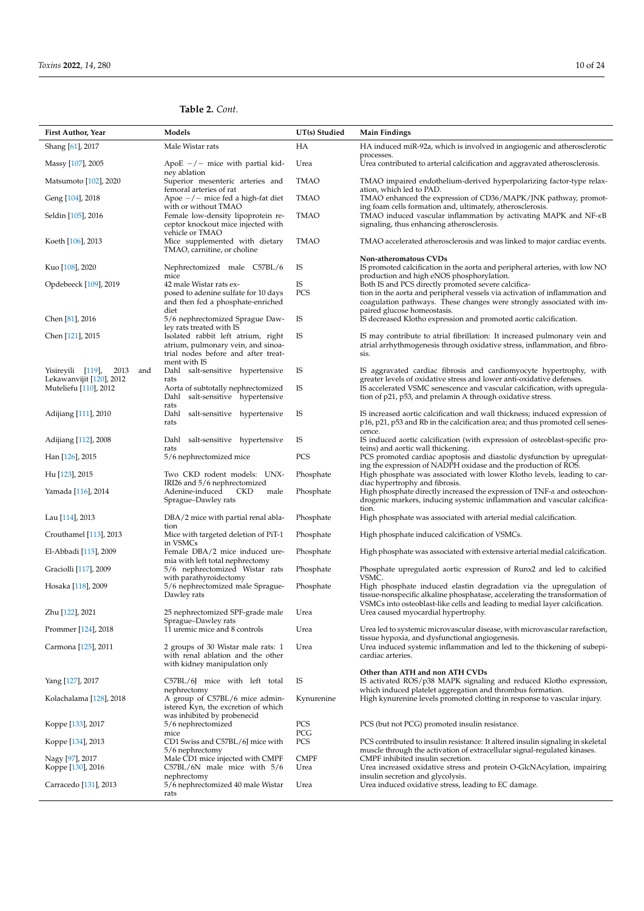**Table 2.** *Cont.*

| First Author, Year | Models | UT(s) Studied | Main Findings |
|---|---|---|---|
| Shang [61], 2017 | Male Wistar rats | HA | HA induced miR-92a, which is involved in angiogenic and atherosclerotic processes. |
| Massy [107], 2005 | ApoE −/− mice with partial kidney ablation | Urea | Urea contributed to arterial calcification and aggravated atherosclerosis. |
| Matsumoto [102], 2020 | Superior mesenteric arteries and femoral arteries of rat | TMAO | TMAO impaired endothelium-derived hyperpolarizing factor-type relaxation, which led to PAD. |
| Geng [104], 2018 | Apoe −/− mice fed a high-fat diet with or without TMAO | TMAO | TMAO enhanced the expression of CD36/MAPK/JNK pathway, promoting foam cells formation and, ultimately, atherosclerosis. |
| Seldin [105], 2016 | Female low-density lipoprotein receptor knockout mice injected with vehicle or TMAO | TMAO | TMAO induced vascular inflammation by activating MAPK and NF-κB signaling, thus enhancing atherosclerosis. |
| Koeth [106], 2013 | Mice supplemented with dietary TMAO, carnitine, or choline | TMAO | TMAO accelerated atherosclerosis and was linked to major cardiac events. |
| | | | **Non-atheromatous CVDs** |
| Kuo [108], 2020 | Nephrectomized male C57BL/6 mice | IS | IS promoted calcification in the aorta and peripheral arteries, with low NO production and high eNOS phosphorylation. |
| Opdebeeck [109], 2019 | 42 male Wistar rats exposed to adenine sulfate for 10 days and then fed a phosphate-enriched diet | IS<br>PCS | Both IS and PCS directly promoted severe calcification in the aorta and peripheral vessels via activation of inflammation and coagulation pathways. These changes were strongly associated with impaired glucose homeostasis. |
| Chen [81], 2016 | 5/6 nephrectomized Sprague Dawley rats treated with IS | IS | IS decreased Klotho expression and promoted aortic calcification. |
| Chen [121], 2015 | Isolated rabbit left atrium, right atrium, pulmonary vein, and sinoatrial nodes before and after treatment with IS | IS | IS may contribute to atrial fibrillation: It increased pulmonary vein and atrial arrhythmogenesis through oxidative stress, inflammation, and fibrosis. |
| Yisireyili [119], 2013 and Lekawanvijit [120], 2012 | Dahl salt-sensitive hypertensive rats | IS | IS aggravated cardiac fibrosis and cardiomyocyte hypertrophy, with greater levels of oxidative stress and lower anti-oxidative defenses. |
| Muteliefu [110], 2012 | Aorta of subtotally nephrectomized Dahl salt-sensitive hypertensive rats | IS | IS accelerated VSMC senescence and vascular calcification, with upregulation of p21, p53, and prelamin A through oxidative stress. |
| Adijiang [111], 2010 | Dahl salt-sensitive hypertensive rats | IS | IS increased aortic calcification and wall thickness; induced expression of p16, p21, p53 and Rb in the calcification area; and thus promoted cell senescence. |
| Adijiang [112], 2008 | Dahl salt-sensitive hypertensive rats | IS | IS induced aortic calcification (with expression of osteoblast-specific proteins) and aortic wall thickening. |
| Han [126], 2015 | 5/6 nephrectomized mice | PCS | PCS promoted cardiac apoptosis and diastolic dysfunction by upregulating the expression of NADPH oxidase and the production of ROS. |
| Hu [123], 2015 | Two CKD rodent models: UNX-IRI26 and 5/6 nephrectomized | Phosphate | High phosphate was associated with lower Klotho levels, leading to cardiac hypertrophy and fibrosis. |
| Yamada [116], 2014 | Adenine-induced CKD male Sprague–Dawley rats | Phosphate | High phosphate directly increased the expression of TNF-α and osteochondrogenic markers, inducing systemic inflammation and vascular calcification. |
| Lau [114], 2013 | DBA/2 mice with partial renal ablation | Phosphate | High phosphate was associated with arterial medial calcification. |
| Crouthamel [113], 2013 | Mice with targeted deletion of PiT-1 in VSMCs | Phosphate | High phosphate induced calcification of VSMCs. |
| El-Abbadi [115], 2009 | Female DBA/2 mice induced uremia with left total nephrectomy | Phosphate | High phosphate was associated with extensive arterial medial calcification. |
| Graciolli [117], 2009 | 5/6 nephrectomized Wistar rats with parathyroidectomy | Phosphate | Phosphate upregulated aortic expression of Runx2 and led to calcified VSMC. |
| Hosaka [118], 2009 | 5/6 nephrectomized male Sprague-Dawley rats | Phosphate | High phosphate induced elastin degradation via the upregulation of tissue-nonspecific alkaline phosphatase, accelerating the transformation of VSMCs into osteoblast-like cells and leading to medial layer calcification. |
| Zhu [122], 2021 | 25 nephrectomized SPF-grade male Sprague–Dawley rats | Urea | Urea caused myocardial hypertrophy. |
| Prommer [124], 2018 | 11 uremic mice and 8 controls | Urea | Urea led to systemic microvascular disease, with microvascular rarefaction, tissue hypoxia, and dysfunctional angiogenesis. |
| Carmona [125], 2011 | 2 groups of 30 Wistar male rats: 1 with renal ablation and the other with kidney manipulation only | Urea | Urea induced systemic inflammation and led to the thickening of subepicardiac arteries. |
| | | | **Other than ATH and non ATH CVDs** |
| Yang [127], 2017 | C57BL/6J mice with left total nephrectomy | IS | IS activated ROS/p38 MAPK signaling and reduced Klotho expression, which induced platelet aggregation and thrombus formation. |
| Kolachalama [128], 2018 | A group of C57BL/6 mice administered Kyn, the excretion of which was inhibited by probenecid | Kynurenine | High kynurenine levels promoted clotting in response to vascular injury. |
| Koppe [133], 2017 | 5/6 nephrectomized mice | PCS<br>PCG | PCS (but not PCG) promoted insulin resistance. |
| Koppe [134], 2013 | CD1 Swiss and C57BL/6J mice with 5/6 nephrectomy | PCS | PCS contributed to insulin resistance: It altered insulin signaling in skeletal muscle through the activation of extracellular signal-regulated kinases. |
| Nagy [97], 2017 | Male CD1 mice injected with CMPF | CMPF | CMPF inhibited insulin secretion. |
| Koppe [130], 2016 | C57BL/6N male mice with 5/6 nephrectomy | Urea | Urea increased oxidative stress and protein O-GlcNAcylation, impairing insulin secretion and glycolysis. |
| Carracedo [131], 2013 | 5/6 nephrectomized 40 male Wistar rats | Urea | Urea induced oxidative stress, leading to EC damage. |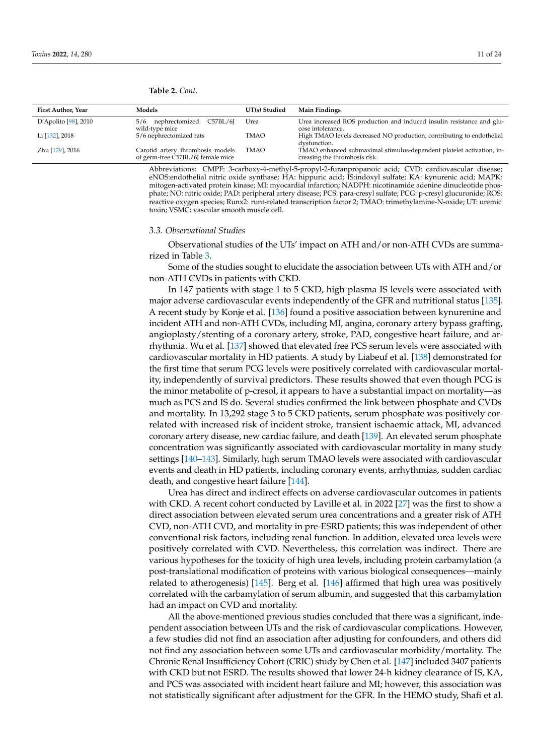**Table 2.** *Cont.*

| First Author, Year | Models | UT(s) Studied | Main Findings |
|---|---|---|---|
| D'Apolito [98], 2010 | 5/6 nephrectomized C57BL/6J wild-type mice | Urea | Urea increased ROS production and induced insulin resistance and glucose intolerance. |
| Li [132], 2018 | 5/6 nephrectomized rats | TMAO | High TMAO levels decreased NO production, contributing to endothelial dysfunction. |
| Zhu [129], 2016 | Carotid artery thrombosis models of germ-free C57BL/6J female mice | TMAO | TMAO enhanced submaximal stimulus-dependent platelet activation, increasing the thrombosis risk. |

Abbreviations: CMPF: 3-carboxy-4-methyl-5-propyl-2-furanpropanoic acid; CVD: cardiovascular disease; eNOS:endothelial nitric oxide synthase; HA: hippuric acid; IS:indoxyl sulfate; KA: kynurenic acid; MAPK: mitogen-activated protein kinase; MI: myocardial infarction; NADPH: nicotinamide adenine dinucleotide phosphate; NO: nitric oxide; PAD: peripheral artery disease; PCS: para-cresyl sulfate; PCG: p-cresyl glucuronide; ROS: reactive oxygen species; Runx2: runt-related transcription factor 2; TMAO: trimethylamine-N-oxide; UT: uremic toxin; VSMC: vascular smooth muscle cell.

### *3.3. Observational Studies*

Observational studies of the UTs' impact on ATH and/or non-ATH CVDs are summarized in Table 3.

Some of the studies sought to elucidate the association between UTs with ATH and/or non-ATH CVDs in patients with CKD.

In 147 patients with stage 1 to 5 CKD, high plasma IS levels were associated with major adverse cardiovascular events independently of the GFR and nutritional status [135]. A recent study by Konje et al. [136] found a positive association between kynurenine and incident ATH and non-ATH CVDs, including MI, angina, coronary artery bypass grafting, angioplasty/stenting of a coronary artery, stroke, PAD, congestive heart failure, and arrhythmia. Wu et al. [137] showed that elevated free PCS serum levels were associated with cardiovascular mortality in HD patients. A study by Liabeuf et al. [138] demonstrated for the first time that serum PCG levels were positively correlated with cardiovascular mortality, independently of survival predictors. These results showed that even though PCG is the minor metabolite of p-cresol, it appears to have a substantial impact on mortality—as much as PCS and IS do. Several studies confirmed the link between phosphate and CVDs and mortality. In 13,292 stage 3 to 5 CKD patients, serum phosphate was positively correlated with increased risk of incident stroke, transient ischaemic attack, MI, advanced coronary artery disease, new cardiac failure, and death [139]. An elevated serum phosphate concentration was significantly associated with cardiovascular mortality in many study settings [140–143]. Similarly, high serum TMAO levels were associated with cardiovascular events and death in HD patients, including coronary events, arrhythmias, sudden cardiac death, and congestive heart failure [144].

Urea has direct and indirect effects on adverse cardiovascular outcomes in patients with CKD. A recent cohort conducted by Laville et al. in 2022 [27] was the first to show a direct association between elevated serum urea concentrations and a greater risk of ATH CVD, non-ATH CVD, and mortality in pre-ESRD patients; this was independent of other conventional risk factors, including renal function. In addition, elevated urea levels were positively correlated with CVD. Nevertheless, this correlation was indirect. There are various hypotheses for the toxicity of high urea levels, including protein carbamylation (a post-translational modification of proteins with various biological consequences—mainly related to atherogenesis) [145]. Berg et al. [146] affirmed that high urea was positively correlated with the carbamylation of serum albumin, and suggested that this carbamylation had an impact on CVD and mortality.

All the above-mentioned previous studies concluded that there was a significant, independent association between UTs and the risk of cardiovascular complications. However, a few studies did not find an association after adjusting for confounders, and others did not find any association between some UTs and cardiovascular morbidity/mortality. The Chronic Renal Insufficiency Cohort (CRIC) study by Chen et al. [147] included 3407 patients with CKD but not ESRD. The results showed that lower 24-h kidney clearance of IS, KA, and PCS was associated with incident heart failure and MI; however, this association was not statistically significant after adjustment for the GFR. In the HEMO study, Shafi et al.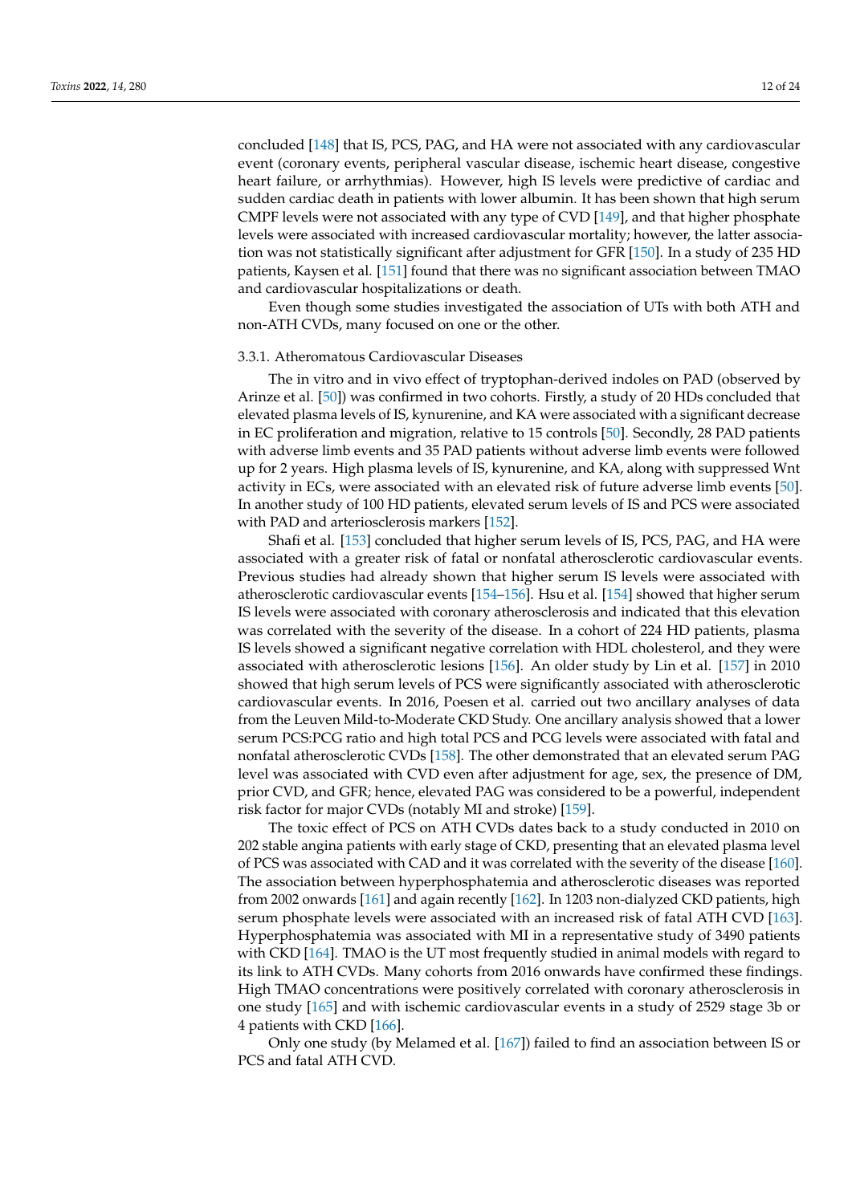concluded [148] that IS, PCS, PAG, and HA were not associated with any cardiovascular event (coronary events, peripheral vascular disease, ischemic heart disease, congestive heart failure, or arrhythmias). However, high IS levels were predictive of cardiac and sudden cardiac death in patients with lower albumin. It has been shown that high serum CMPF levels were not associated with any type of CVD [149], and that higher phosphate levels were associated with increased cardiovascular mortality; however, the latter association was not statistically significant after adjustment for GFR [150]. In a study of 235 HD patients, Kaysen et al. [151] found that there was no significant association between TMAO and cardiovascular hospitalizations or death.

Even though some studies investigated the association of UTs with both ATH and non-ATH CVDs, many focused on one or the other.

#### 3.3.1. Atheromatous Cardiovascular Diseases

The in vitro and in vivo effect of tryptophan-derived indoles on PAD (observed by Arinze et al. [50]) was confirmed in two cohorts. Firstly, a study of 20 HDs concluded that elevated plasma levels of IS, kynurenine, and KA were associated with a significant decrease in EC proliferation and migration, relative to 15 controls [50]. Secondly, 28 PAD patients with adverse limb events and 35 PAD patients without adverse limb events were followed up for 2 years. High plasma levels of IS, kynurenine, and KA, along with suppressed Wnt activity in ECs, were associated with an elevated risk of future adverse limb events [50]. In another study of 100 HD patients, elevated serum levels of IS and PCS were associated with PAD and arteriosclerosis markers [152].

Shafi et al. [153] concluded that higher serum levels of IS, PCS, PAG, and HA were associated with a greater risk of fatal or nonfatal atherosclerotic cardiovascular events. Previous studies had already shown that higher serum IS levels were associated with atherosclerotic cardiovascular events [154–156]. Hsu et al. [154] showed that higher serum IS levels were associated with coronary atherosclerosis and indicated that this elevation was correlated with the severity of the disease. In a cohort of 224 HD patients, plasma IS levels showed a significant negative correlation with HDL cholesterol, and they were associated with atherosclerotic lesions [156]. An older study by Lin et al. [157] in 2010 showed that high serum levels of PCS were significantly associated with atherosclerotic cardiovascular events. In 2016, Poesen et al. carried out two ancillary analyses of data from the Leuven Mild-to-Moderate CKD Study. One ancillary analysis showed that a lower serum PCS:PCG ratio and high total PCS and PCG levels were associated with fatal and nonfatal atherosclerotic CVDs [158]. The other demonstrated that an elevated serum PAG level was associated with CVD even after adjustment for age, sex, the presence of DM, prior CVD, and GFR; hence, elevated PAG was considered to be a powerful, independent risk factor for major CVDs (notably MI and stroke) [159].

The toxic effect of PCS on ATH CVDs dates back to a study conducted in 2010 on 202 stable angina patients with early stage of CKD, presenting that an elevated plasma level of PCS was associated with CAD and it was correlated with the severity of the disease [160]. The association between hyperphosphatemia and atherosclerotic diseases was reported from 2002 onwards [161] and again recently [162]. In 1203 non-dialyzed CKD patients, high serum phosphate levels were associated with an increased risk of fatal ATH CVD [163]. Hyperphosphatemia was associated with MI in a representative study of 3490 patients with CKD [164]. TMAO is the UT most frequently studied in animal models with regard to its link to ATH CVDs. Many cohorts from 2016 onwards have confirmed these findings. High TMAO concentrations were positively correlated with coronary atherosclerosis in one study [165] and with ischemic cardiovascular events in a study of 2529 stage 3b or 4 patients with CKD [166].

Only one study (by Melamed et al. [167]) failed to find an association between IS or PCS and fatal ATH CVD.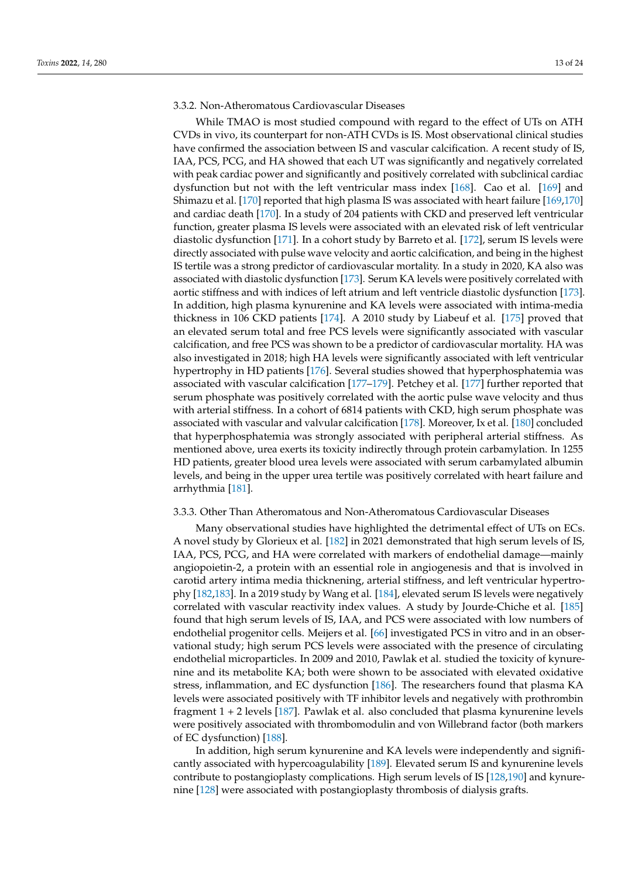#### 3.3.2. Non-Atheromatous Cardiovascular Diseases

While TMAO is most studied compound with regard to the effect of UTs on ATH CVDs in vivo, its counterpart for non-ATH CVDs is IS. Most observational clinical studies have confirmed the association between IS and vascular calcification. A recent study of IS, IAA, PCS, PCG, and HA showed that each UT was significantly and negatively correlated with peak cardiac power and significantly and positively correlated with subclinical cardiac dysfunction but not with the left ventricular mass index [168]. Cao et al. [169] and Shimazu et al. [170] reported that high plasma IS was associated with heart failure [169,170] and cardiac death [170]. In a study of 204 patients with CKD and preserved left ventricular function, greater plasma IS levels were associated with an elevated risk of left ventricular diastolic dysfunction [171]. In a cohort study by Barreto et al. [172], serum IS levels were directly associated with pulse wave velocity and aortic calcification, and being in the highest IS tertile was a strong predictor of cardiovascular mortality. In a study in 2020, KA also was associated with diastolic dysfunction [173]. Serum KA levels were positively correlated with aortic stiffness and with indices of left atrium and left ventricle diastolic dysfunction [173]. In addition, high plasma kynurenine and KA levels were associated with intima-media thickness in 106 CKD patients [174]. A 2010 study by Liabeuf et al. [175] proved that an elevated serum total and free PCS levels were significantly associated with vascular calcification, and free PCS was shown to be a predictor of cardiovascular mortality. HA was also investigated in 2018; high HA levels were significantly associated with left ventricular hypertrophy in HD patients [176]. Several studies showed that hyperphosphatemia was associated with vascular calcification [177–179]. Petchey et al. [177] further reported that serum phosphate was positively correlated with the aortic pulse wave velocity and thus with arterial stiffness. In a cohort of 6814 patients with CKD, high serum phosphate was associated with vascular and valvular calcification [178]. Moreover, Ix et al. [180] concluded that hyperphosphatemia was strongly associated with peripheral arterial stiffness. As mentioned above, urea exerts its toxicity indirectly through protein carbamylation. In 1255 HD patients, greater blood urea levels were associated with serum carbamylated albumin levels, and being in the upper urea tertile was positively correlated with heart failure and arrhythmia [181].

#### 3.3.3. Other Than Atheromatous and Non-Atheromatous Cardiovascular Diseases

Many observational studies have highlighted the detrimental effect of UTs on ECs. A novel study by Glorieux et al. [182] in 2021 demonstrated that high serum levels of IS, IAA, PCS, PCG, and HA were correlated with markers of endothelial damage—mainly angiopoietin-2, a protein with an essential role in angiogenesis and that is involved in carotid artery intima media thicknening, arterial stiffness, and left ventricular hypertrophy [182,183]. In a 2019 study by Wang et al. [184], elevated serum IS levels were negatively correlated with vascular reactivity index values. A study by Jourde-Chiche et al. [185] found that high serum levels of IS, IAA, and PCS were associated with low numbers of endothelial progenitor cells. Meijers et al. [66] investigated PCS in vitro and in an observational study; high serum PCS levels were associated with the presence of circulating endothelial microparticles. In 2009 and 2010, Pawlak et al. studied the toxicity of kynurenine and its metabolite KA; both were shown to be associated with elevated oxidative stress, inflammation, and EC dysfunction [186]. The researchers found that plasma KA levels were associated positively with TF inhibitor levels and negatively with prothrombin fragment 1 + 2 levels [187]. Pawlak et al. also concluded that plasma kynurenine levels were positively associated with thrombomodulin and von Willebrand factor (both markers of EC dysfunction) [188].

In addition, high serum kynurenine and KA levels were independently and significantly associated with hypercoagulability [189]. Elevated serum IS and kynurenine levels contribute to postangioplasty complications. High serum levels of IS [128,190] and kynurenine [128] were associated with postangioplasty thrombosis of dialysis grafts.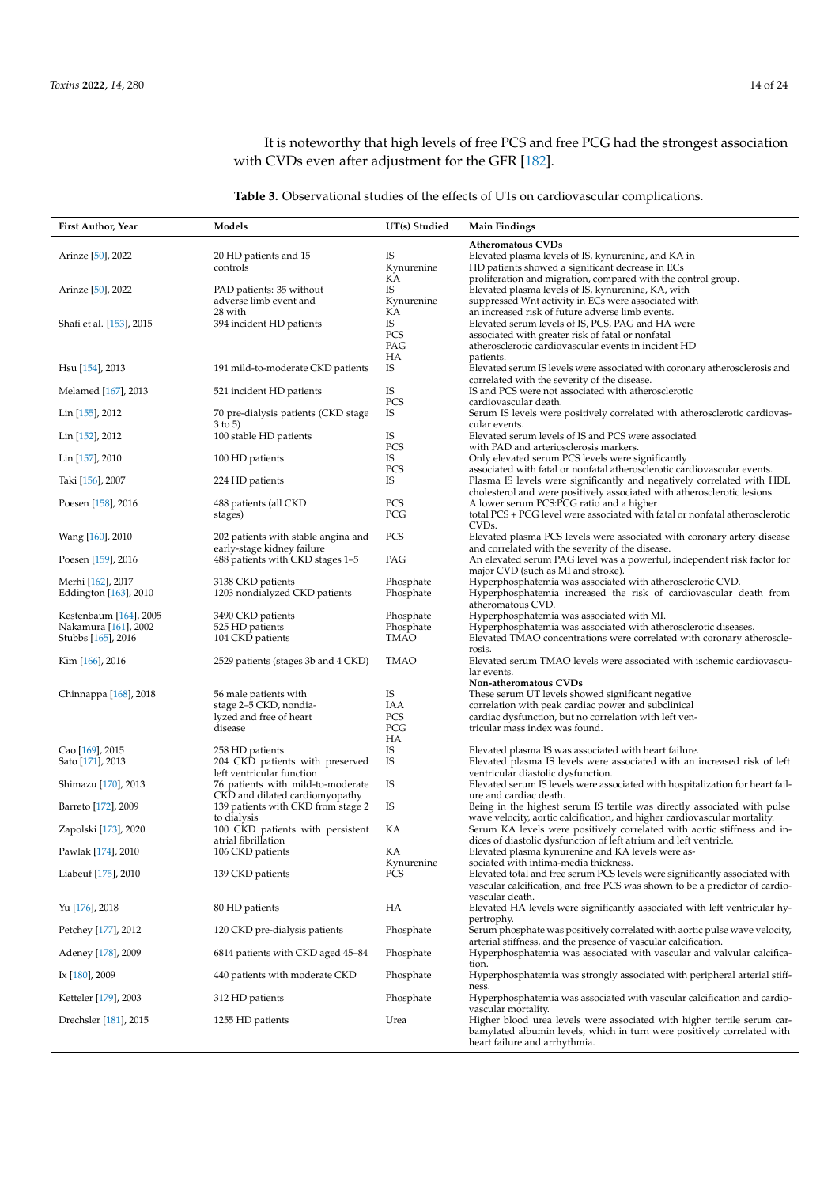It is noteworthy that high levels of free PCS and free PCG had the strongest association with CVDs even after adjustment for the GFR [182].

**Table 3.** Observational studies of the effects of UTs on cardiovascular complications.

| First Author, Year | Models | UT(s) Studied | Main Findings |
|---|---|---|---|
| | | | **Atheromatous CVDs** |
| Arinze [50], 2022 | 20 HD patients and 15 controls | IS Kynurenine KA | Elevated plasma levels of IS, kynurenine, and KA in HD patients showed a significant decrease in ECs proliferation and migration, compared with the control group. |
| Arinze [50], 2022 | PAD patients: 35 without adverse limb event and 28 with | IS Kynurenine KA | Elevated plasma levels of IS, kynurenine, KA, with suppressed Wnt activity in ECs were associated with an increased risk of future adverse limb events. |
| Shafi et al. [153], 2015 | 394 incident HD patients | IS PCS PAG HA | Elevated serum levels of IS, PCS, PAG and HA were associated with greater risk of fatal or nonfatal atherosclerotic cardiovascular events in incident HD patients. |
| Hsu [154], 2013 | 191 mild-to-moderate CKD patients | IS | Elevated serum IS levels were associated with coronary atherosclerosis and correlated with the severity of the disease. |
| Melamed [167], 2013 | 521 incident HD patients | IS PCS | IS and PCS were not associated with atherosclerotic cardiovascular death. |
| Lin [155], 2012 | 70 pre-dialysis patients (CKD stage 3 to 5) | IS | Serum IS levels were positively correlated with atherosclerotic cardiovascular events. |
| Lin [152], 2012 | 100 stable HD patients | IS PCS | Elevated serum levels of IS and PCS were associated with PAD and arteriosclerosis markers. |
| Lin [157], 2010 | 100 HD patients | IS PCS | Only elevated serum PCS levels were significantly associated with fatal or nonfatal atherosclerotic cardiovascular events. |
| Taki [156], 2007 | 224 HD patients | IS | Plasma IS levels were significantly and negatively correlated with HDL cholesterol and were positively associated with atherosclerotic lesions. |
| Poesen [158], 2016 | 488 patients (all CKD stages) | PCS PCG | A lower serum PCS:PCG ratio and a higher total PCS + PCG level were associated with fatal or nonfatal atherosclerotic CVDs. |
| Wang [160], 2010 | 202 patients with stable angina and early-stage kidney failure | PCS | Elevated plasma PCS levels were associated with coronary artery disease and correlated with the severity of the disease. |
| Poesen [159], 2016 | 488 patients with CKD stages 1–5 | PAG | An elevated serum PAG level was a powerful, independent risk factor for major CVD (such as MI and stroke). |
| Merhi [162], 2017 | 3138 CKD patients | Phosphate | Hyperphosphatemia was associated with atherosclerotic CVD. |
| Eddington [163], 2010 | 1203 nondialyzed CKD patients | Phosphate | Hyperphosphatemia increased the risk of cardiovascular death from atheromatous CVD. |
| Kestenbaum [164], 2005 | 3490 CKD patients | Phosphate | Hyperphosphatemia was associated with MI. |
| Nakamura [161], 2002 | 525 HD patients | Phosphate | Hyperphosphatemia was associated with atherosclerotic diseases. |
| Stubbs [165], 2016 | 104 CKD patients | TMAO | Elevated TMAO concentrations were correlated with coronary atherosclerosis. |
| Kim [166], 2016 | 2529 patients (stages 3b and 4 CKD) | TMAO | Elevated serum TMAO levels were associated with ischemic cardiovascular events. |
| | | | **Non-atheromatous CVDs** |
| Chinnappa [168], 2018 | 56 male patients with stage 2–5 CKD, nondialyzed and free of heart disease | IS IAA PCS PCG HA | These serum UT levels showed significant negative correlation with peak cardiac power and subclinical cardiac dysfunction, but no correlation with left ventricular mass index was found. |
| Cao [169], 2015 | 258 HD patients | IS | Elevated plasma IS was associated with heart failure. |
| Sato [171], 2013 | 204 CKD patients with preserved left ventricular function | IS | Elevated plasma IS levels were associated with an increased risk of left ventricular diastolic dysfunction. |
| Shimazu [170], 2013 | 76 patients with mild-to-moderate CKD and dilated cardiomyopathy | IS | Elevated serum IS levels were associated with hospitalization for heart failure and cardiac death. |
| Barreto [172], 2009 | 139 patients with CKD from stage 2 to dialysis | IS | Being in the highest serum IS tertile was directly associated with pulse wave velocity, aortic calcification, and higher cardiovascular mortality. |
| Zapolski [173], 2020 | 100 CKD patients with persistent atrial fibrillation | KA | Serum KA levels were positively correlated with arterial stiffness and indices of diastolic dysfunction of left atrium and left ventricle. |
| Pawlak [174], 2010 | 106 CKD patients | KA Kynurenine | Elevated plasma kynurenine and KA levels were associated with intima-media thickness. |
| Liabeuf [175], 2010 | 139 CKD patients | PCS | Elevated total and free serum PCS levels were significantly associated with vascular calcification, and free PCS was shown to be a predictor of cardiovascular death. |
| Yu [176], 2018 | 80 HD patients | HA | Elevated HA levels were significantly associated with left ventricular hypertrophy. |
| Petchey [177], 2012 | 120 CKD pre-dialysis patients | Phosphate | Serum phosphate was positively correlated with aortic pulse wave velocity, arterial stiffness, and the presence of vascular calcification. |
| Adeney [178], 2009 | 6814 patients with CKD aged 45–84 | Phosphate | Hyperphosphatemia was associated with vascular and valvular calcification. |
| Ix [180], 2009 | 440 patients with moderate CKD | Phosphate | Hyperphosphatemia was strongly associated with peripheral arterial stiffness. |
| Ketteler [179], 2003 | 312 HD patients | Phosphate | Hyperphosphatemia was associated with vascular calcification and cardiovascular mortality. |
| Drechsler [181], 2015 | 1255 HD patients | Urea | Higher blood urea levels were associated with higher tertile serum carbamylated albumin levels, which in turn were positively correlated with heart failure and arrhythmia. |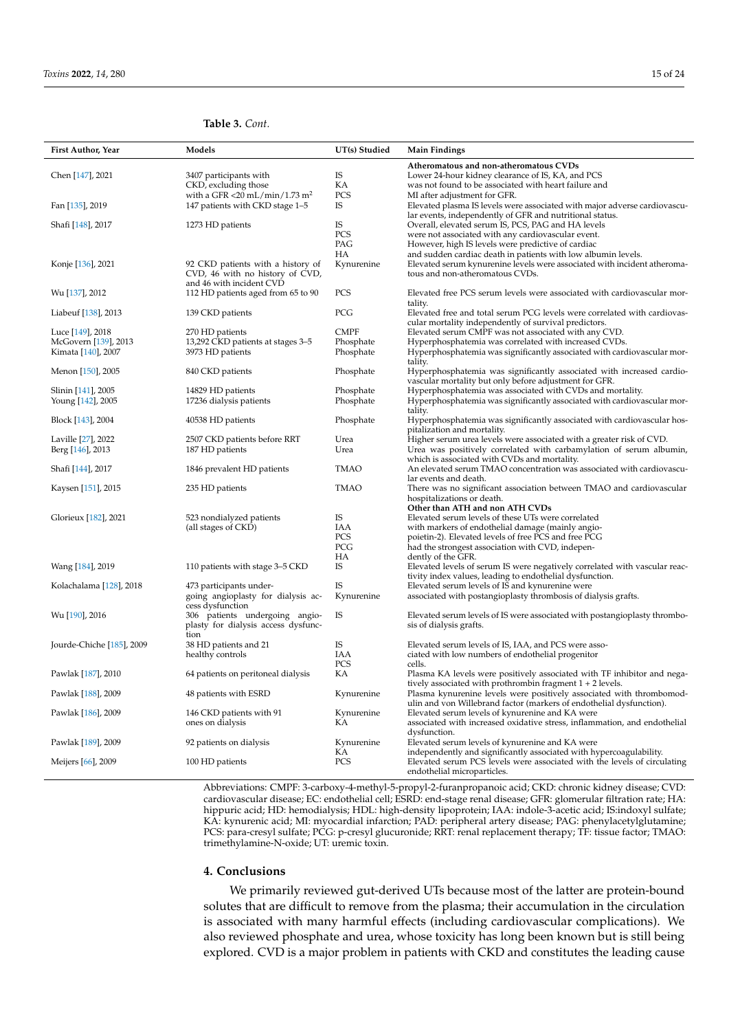**Table 3.** *Cont.*

| First Author, Year | Models | UT(s) Studied | Main Findings |
|---|---|---|---|
| | | | **Atheromatous and non-atheromatous CVDs** |
| Chen [147], 2021 | 3407 participants with CKD, excluding those with a GFR <20 mL/min/1.73 m$^2$ | IS KA PCS | Lower 24-hour kidney clearance of IS, KA, and PCS was not found to be associated with heart failure and MI after adjustment for GFR. |
| Fan [135], 2019 | 147 patients with CKD stage 1–5 | IS | Elevated plasma IS levels were associated with major adverse cardiovascular events, independently of GFR and nutritional status. |
| Shafi [148], 2017 | 1273 HD patients | IS PCS PAG HA | Overall, elevated serum IS, PCS, PAG and HA levels were not associated with any cardiovascular event. However, high IS levels were predictive of cardiac and sudden cardiac death in patients with low albumin levels. |
| Konje [136], 2021 | 92 CKD patients with a history of CVD, 46 with no history of CVD, and 46 with incident CVD | Kynurenine | Elevated serum kynurenine levels were associated with incident atheromatous and non-atheromatous CVDs. |
| Wu [137], 2012 | 112 HD patients aged from 65 to 90 | PCS | Elevated free PCS serum levels were associated with cardiovascular mortality. |
| Liabeuf [138], 2013 | 139 CKD patients | PCG | Elevated free and total serum PCG levels were correlated with cardiovascular mortality independently of survival predictors. |
| Luce [149], 2018 | 270 HD patients | CMPF | Elevated serum CMPF was not associated with any CVD. |
| McGovern [139], 2013 | 13,292 CKD patients at stages 3–5 | Phosphate | Hyperphosphatemia was correlated with increased CVDs. |
| Kimata [140], 2007 | 3973 HD patients | Phosphate | Hyperphosphatemia was significantly associated with cardiovascular mortality. |
| Menon [150], 2005 | 840 CKD patients | Phosphate | Hyperphosphatemia was significantly associated with increased cardiovascular mortality but only before adjustment for GFR. |
| Slinin [141], 2005 | 14829 HD patients | Phosphate | Hyperphosphatemia was associated with CVDs and mortality. |
| Young [142], 2005 | 17236 dialysis patients | Phosphate | Hyperphosphatemia was significantly associated with cardiovascular mortality. |
| Block [143], 2004 | 40538 HD patients | Phosphate | Hyperphosphatemia was significantly associated with cardiovascular hospitalization and mortality. |
| Laville [27], 2022 | 2507 CKD patients before RRT | Urea | Higher serum urea levels were associated with a greater risk of CVD. |
| Berg [146], 2013 | 187 HD patients | Urea | Urea was positively correlated with carbamylation of serum albumin, which is associated with CVDs and mortality. |
| Shafi [144], 2017 | 1846 prevalent HD patients | TMAO | An elevated serum TMAO concentration was associated with cardiovascular events and death. |
| Kaysen [151], 2015 | 235 HD patients | TMAO | There was no significant association between TMAO and cardiovascular hospitalizations or death. |
| | | | **Other than ATH and non ATH CVDs** |
| Glorieux [182], 2021 | 523 nondialyzed patients (all stages of CKD) | IS IAA PCS PCG HA | Elevated serum levels of these UTs were correlated with markers of endothelial damage (mainly angiopoietin-2). Elevated levels of free PCS and free PCG had the strongest association with CVD, independently of the GFR. |
| Wang [184], 2019 | 110 patients with stage 3–5 CKD | IS | Elevated levels of serum IS were negatively correlated with vascular reactivity index values, leading to endothelial dysfunction. |
| Kolachalama [128], 2018 | 473 participants undergoing angioplasty for dialysis access dysfunction | IS Kynurenine | Elevated serum levels of IS and kynurenine were associated with postangioplasty thrombosis of dialysis grafts. |
| Wu [190], 2016 | 306 patients undergoing angioplasty for dialysis access dysfunction | IS | Elevated serum levels of IS were associated with postangioplasty thrombosis of dialysis grafts. |
| Jourde-Chiche [185], 2009 | 38 HD patients and 21 healthy controls | IS IAA PCS | Elevated serum levels of IS, IAA, and PCS were associated with low numbers of endothelial progenitor cells. |
| Pawlak [187], 2010 | 64 patients on peritoneal dialysis | KA | Plasma KA levels were positively associated with TF inhibitor and negatively associated with prothrombin fragment 1 + 2 levels. |
| Pawlak [188], 2009 | 48 patients with ESRD | Kynurenine | Plasma kynurenine levels were positively associated with thrombomodulin and von Willebrand factor (markers of endothelial dysfunction). |
| Pawlak [186], 2009 | 146 CKD patients with 91 ones on dialysis | Kynurenine KA | Elevated serum levels of kynurenine and KA were associated with increased oxidative stress, inflammation, and endothelial dysfunction. |
| Pawlak [189], 2009 | 92 patients on dialysis | Kynurenine KA | Elevated serum levels of kynurenine and KA were independently and significantly associated with hypercoagulability. |
| Meijers [66], 2009 | 100 HD patients | PCS | Elevated serum PCS levels were associated with the levels of circulating endothelial microparticles. |

Abbreviations: CMPF: 3-carboxy-4-methyl-5-propyl-2-furanpropanoic acid; CKD: chronic kidney disease; CVD: cardiovascular disease; EC: endothelial cell; ESRD: end-stage renal disease; GFR: glomerular filtration rate; HA: hippuric acid; HD: hemodialysis; HDL: high-density lipoprotein; IAA: indole-3-acetic acid; IS:indoxyl sulfate; KA: kynurenic acid; MI: myocardial infarction; PAD: peripheral artery disease; PAG: phenylacetylglutamine; PCS: para-cresyl sulfate; PCG: p-cresyl glucuronide; RRT: renal replacement therapy; TF: tissue factor; TMAO: trimethylamine-N-oxide; UT: uremic toxin.

## 4. Conclusions

We primarily reviewed gut-derived UTs because most of the latter are protein-bound solutes that are difficult to remove from the plasma; their accumulation in the circulation is associated with many harmful effects (including cardiovascular complications). We also reviewed phosphate and urea, whose toxicity has long been known but is still being explored. CVD is a major problem in patients with CKD and constitutes the leading cause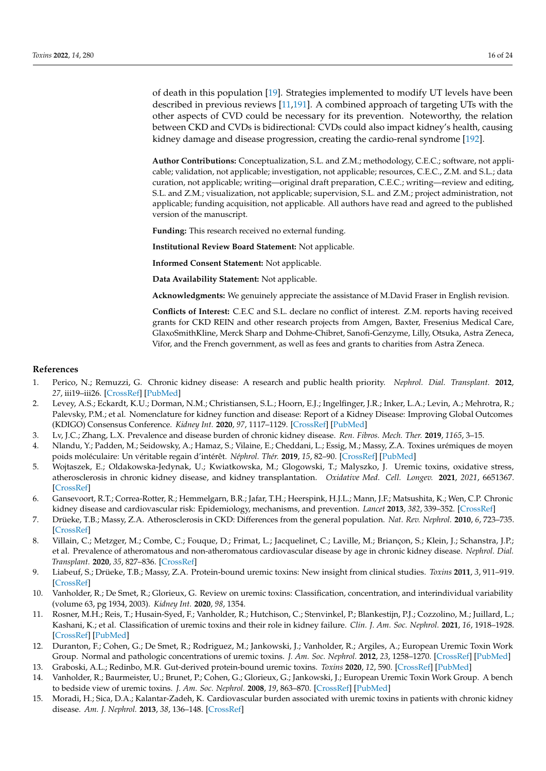of death in this population [19]. Strategies implemented to modify UT levels have been described in previous reviews [11,191]. A combined approach of targeting UTs with the other aspects of CVD could be necessary for its prevention. Noteworthy, the relation between CKD and CVDs is bidirectional: CVDs could also impact kidney's health, causing kidney damage and disease progression, creating the cardio-renal syndrome [192].

**Author Contributions:** Conceptualization, S.L. and Z.M.; methodology, C.E.C.; software, not applicable; validation, not applicable; investigation, not applicable; resources, C.E.C., Z.M. and S.L.; data curation, not applicable; writing—original draft preparation, C.E.C.; writing—review and editing, S.L. and Z.M.; visualization, not applicable; supervision, S.L. and Z.M.; project administration, not applicable; funding acquisition, not applicable. All authors have read and agreed to the published version of the manuscript.

**Funding:** This research received no external funding.

**Institutional Review Board Statement:** Not applicable.

**Informed Consent Statement:** Not applicable.

**Data Availability Statement:** Not applicable.

**Acknowledgments:** We genuinely appreciate the assistance of M.David Fraser in English revision.

**Conflicts of Interest:** C.E.C and S.L. declare no conflict of interest. Z.M. reports having received grants for CKD REIN and other research projects from Amgen, Baxter, Fresenius Medical Care, GlaxoSmithKline, Merck Sharp and Dohme-Chibret, Sanofi-Genzyme, Lilly, Otsuka, Astra Zeneca, Vifor, and the French government, as well as fees and grants to charities from Astra Zeneca.

## References

1. Perico, N.; Remuzzi, G. Chronic kidney disease: A research and public health priority. *Nephrol. Dial. Transplant.* **2012**, *27*, iii19–iii26. [CrossRef] [PubMed]
2. Levey, A.S.; Eckardt, K.U.; Dorman, N.M.; Christiansen, S.L.; Hoorn, E.J.; Ingelfinger, J.R.; Inker, L.A.; Levin, A.; Mehrotra, R.; Palevsky, P.M.; et al. Nomenclature for kidney function and disease: Report of a Kidney Disease: Improving Global Outcomes (KDIGO) Consensus Conference. *Kidney Int.* **2020**, *97*, 1117–1129. [CrossRef] [PubMed]
3. Lv, J.C.; Zhang, L.X. Prevalence and disease burden of chronic kidney disease. *Ren. Fibros. Mech. Ther.* **2019**, *1165*, 3–15.
4. Nlandu, Y.; Padden, M.; Seidowsky, A.; Hamaz, S.; Vilaine, E.; Cheddani, L.; Essig, M.; Massy, Z.A. Toxines urémiques de moyen poids moléculaire: Un véritable regain d'intérêt. *Néphrol. Thér.* **2019**, *15*, 82–90. [CrossRef] [PubMed]
5. Wojtaszek, E.; Oldakowska-Jedynak, U.; Kwiatkowska, M.; Glogowski, T.; Malyszko, J. Uremic toxins, oxidative stress, atherosclerosis in chronic kidney disease, and kidney transplantation. *Oxidative Med. Cell. Longev.* **2021**, *2021*, 6651367. [CrossRef]
6. Gansevoort, R.T.; Correa-Rotter, R.; Hemmelgarn, B.R.; Jafar, T.H.; Heerspink, H.J.L.; Mann, J.F.; Matsushita, K.; Wen, C.P. Chronic kidney disease and cardiovascular risk: Epidemiology, mechanisms, and prevention. *Lancet* **2013**, *382*, 339–352. [CrossRef]
7. Drüeke, T.B.; Massy, Z.A. Atherosclerosis in CKD: Differences from the general population. *Nat. Rev. Nephrol.* **2010**, *6*, 723–735. [CrossRef]
8. Villain, C.; Metzger, M.; Combe, C.; Fouque, D.; Frimat, L.; Jacquelinet, C.; Laville, M.; Briançon, S.; Klein, J.; Schanstra, J.P.; et al. Prevalence of atheromatous and non-atheromatous cardiovascular disease by age in chronic kidney disease. *Nephrol. Dial. Transplant.* **2020**, *35*, 827–836. [CrossRef]
9. Liabeuf, S.; Drüeke, T.B.; Massy, Z.A. Protein-bound uremic toxins: New insight from clinical studies. *Toxins* **2011**, *3*, 911–919. [CrossRef]
10. Vanholder, R.; De Smet, R.; Glorieux, G. Review on uremic toxins: Classification, concentration, and interindividual variability (volume 63, pg 1934, 2003). *Kidney Int.* **2020**, *98*, 1354.
11. Rosner, M.H.; Reis, T.; Husain-Syed, F.; Vanholder, R.; Hutchison, C.; Stenvinkel, P.; Blankestijn, P.J.; Cozzolino, M.; Juillard, L.; Kashani, K.; et al. Classification of uremic toxins and their role in kidney failure. *Clin. J. Am. Soc. Nephrol.* **2021**, *16*, 1918–1928. [CrossRef] [PubMed]
12. Duranton, F.; Cohen, G.; De Smet, R.; Rodriguez, M.; Jankowski, J.; Vanholder, R.; Argiles, A.; European Uremic Toxin Work Group. Normal and pathologic concentrations of uremic toxins. *J. Am. Soc. Nephrol.* **2012**, *23*, 1258–1270. [CrossRef] [PubMed]
13. Graboski, A.L.; Redinbo, M.R. Gut-derived protein-bound uremic toxins. *Toxins* **2020**, *12*, 590. [CrossRef] [PubMed]
14. Vanholder, R.; Baurmeister, U.; Brunet, P.; Cohen, G.; Glorieux, G.; Jankowski, J.; European Uremic Toxin Work Group. A bench to bedside view of uremic toxins. *J. Am. Soc. Nephrol.* **2008**, *19*, 863–870. [CrossRef] [PubMed]
15. Moradi, H.; Sica, D.A.; Kalantar-Zadeh, K. Cardiovascular burden associated with uremic toxins in patients with chronic kidney disease. *Am. J. Nephrol.* **2013**, *38*, 136–148. [CrossRef]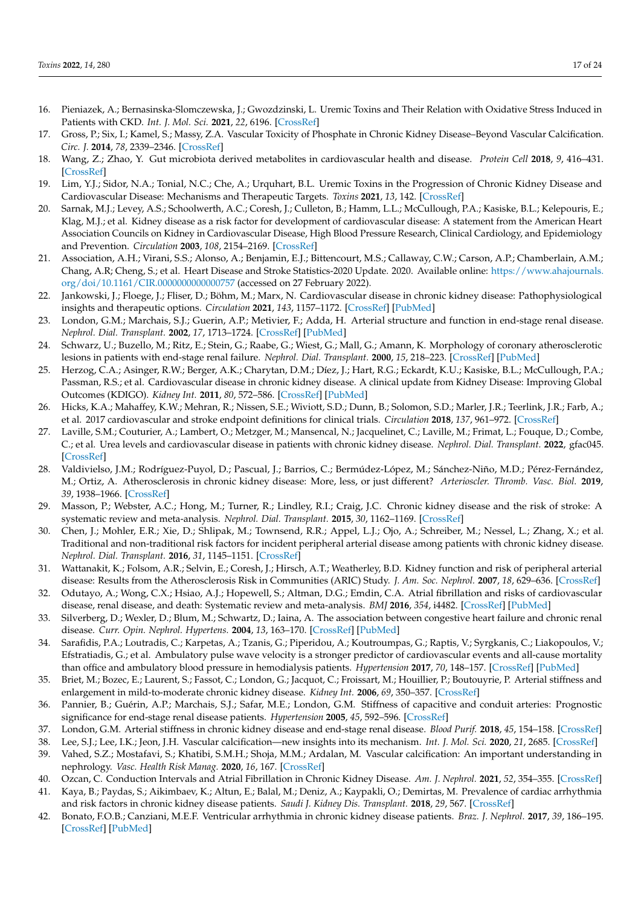16. Pieniazek, A.; Bernasinska-Slomczewska, J.; Gwozdzinski, L. Uremic Toxins and Their Relation with Oxidative Stress Induced in Patients with CKD. *Int. J. Mol. Sci.* **2021**, *22*, 6196. [CrossRef]
17. Gross, P.; Six, I.; Kamel, S.; Massy, Z.A. Vascular Toxicity of Phosphate in Chronic Kidney Disease–Beyond Vascular Calcification. *Circ. J.* **2014**, *78*, 2339–2346. [CrossRef]
18. Wang, Z.; Zhao, Y. Gut microbiota derived metabolites in cardiovascular health and disease. *Protein Cell* **2018**, *9*, 416–431. [CrossRef]
19. Lim, Y.J.; Sidor, N.A.; Tonial, N.C.; Che, A.; Urquhart, B.L. Uremic Toxins in the Progression of Chronic Kidney Disease and Cardiovascular Disease: Mechanisms and Therapeutic Targets. *Toxins* **2021**, *13*, 142. [CrossRef]
20. Sarnak, M.J.; Levey, A.S.; Schoolwerth, A.C.; Coresh, J.; Culleton, B.; Hamm, L.L.; McCullough, P.A.; Kasiske, B.L.; Kelepouris, E.; Klag, M.J.; et al. Kidney disease as a risk factor for development of cardiovascular disease: A statement from the American Heart Association Councils on Kidney in Cardiovascular Disease, High Blood Pressure Research, Clinical Cardiology, and Epidemiology and Prevention. *Circulation* **2003**, *108*, 2154–2169. [CrossRef]
21. Association, A.H.; Virani, S.S.; Alonso, A.; Benjamin, E.J.; Bittencourt, M.S.; Callaway, C.W.; Carson, A.P.; Chamberlain, A.M.; Chang, A.R; Cheng, S.; et al. Heart Disease and Stroke Statistics-2020 Update. 2020. Available online: https://www.ahajournals.org/doi/10.1161/CIR.0000000000000757 (accessed on 27 February 2022).
22. Jankowski, J.; Floege, J.; Fliser, D.; Böhm, M.; Marx, N. Cardiovascular disease in chronic kidney disease: Pathophysiological insights and therapeutic options. *Circulation* **2021**, *143*, 1157–1172. [CrossRef] [PubMed]
23. London, G.M.; Marchais, S.J.; Guerin, A.P.; Metivier, F.; Adda, H. Arterial structure and function in end-stage renal disease. *Nephrol. Dial. Transplant.* **2002**, *17*, 1713–1724. [CrossRef] [PubMed]
24. Schwarz, U.; Buzello, M.; Ritz, E.; Stein, G.; Raabe, G.; Wiest, G.; Mall, G.; Amann, K. Morphology of coronary atherosclerotic lesions in patients with end-stage renal failure. *Nephrol. Dial. Transplant.* **2000**, *15*, 218–223. [CrossRef] [PubMed]
25. Herzog, C.A.; Asinger, R.W.; Berger, A.K.; Charytan, D.M.; Díez, J.; Hart, R.G.; Eckardt, K.U.; Kasiske, B.L.; McCullough, P.A.; Passman, R.S.; et al. Cardiovascular disease in chronic kidney disease. A clinical update from Kidney Disease: Improving Global Outcomes (KDIGO). *Kidney Int.* **2011**, *80*, 572–586. [CrossRef] [PubMed]
26. Hicks, K.A.; Mahaffey, K.W.; Mehran, R.; Nissen, S.E.; Wiviott, S.D.; Dunn, B.; Solomon, S.D.; Marler, J.R.; Teerlink, J.R.; Farb, A.; et al. 2017 cardiovascular and stroke endpoint definitions for clinical trials. *Circulation* **2018**, *137*, 961–972. [CrossRef]
27. Laville, S.M.; Couturier, A.; Lambert, O.; Metzger, M.; Mansencal, N.; Jacquelinet, C.; Laville, M.; Frimat, L.; Fouque, D.; Combe, C.; et al. Urea levels and cardiovascular disease in patients with chronic kidney disease. *Nephrol. Dial. Transplant.* **2022**, gfac045. [CrossRef]
28. Valdivielso, J.M.; Rodríguez-Puyol, D.; Pascual, J.; Barrios, C.; Bermúdez-López, M.; Sánchez-Niño, M.D.; Pérez-Fernández, M.; Ortiz, A. Atherosclerosis in chronic kidney disease: More, less, or just different? *Arterioscler. Thromb. Vasc. Biol.* **2019**, *39*, 1938–1966. [CrossRef]
29. Masson, P.; Webster, A.C.; Hong, M.; Turner, R.; Lindley, R.I.; Craig, J.C. Chronic kidney disease and the risk of stroke: A systematic review and meta-analysis. *Nephrol. Dial. Transplant.* **2015**, *30*, 1162–1169. [CrossRef]
30. Chen, J.; Mohler, E.R.; Xie, D.; Shlipak, M.; Townsend, R.R.; Appel, L.J.; Ojo, A.; Schreiber, M.; Nessel, L.; Zhang, X.; et al. Traditional and non-traditional risk factors for incident peripheral arterial disease among patients with chronic kidney disease. *Nephrol. Dial. Transplant.* **2016**, *31*, 1145–1151. [CrossRef]
31. Wattanakit, K.; Folsom, A.R.; Selvin, E.; Coresh, J.; Hirsch, A.T.; Weatherley, B.D. Kidney function and risk of peripheral arterial disease: Results from the Atherosclerosis Risk in Communities (ARIC) Study. *J. Am. Soc. Nephrol.* **2007**, *18*, 629–636. [CrossRef]
32. Odutayo, A.; Wong, C.X.; Hsiao, A.J.; Hopewell, S.; Altman, D.G.; Emdin, C.A. Atrial fibrillation and risks of cardiovascular disease, renal disease, and death: Systematic review and meta-analysis. *BMJ* **2016**, *354*, i4482. [CrossRef] [PubMed]
33. Silverberg, D.; Wexler, D.; Blum, M.; Schwartz, D.; Iaina, A. The association between congestive heart failure and chronic renal disease. *Curr. Opin. Nephrol. Hypertens.* **2004**, *13*, 163–170. [CrossRef] [PubMed]
34. Sarafidis, P.A.; Loutradis, C.; Karpetas, A.; Tzanis, G.; Piperidou, A.; Koutroumpas, G.; Raptis, V.; Syrgkanis, C.; Liakopoulos, V.; Efstratiadis, G.; et al. Ambulatory pulse wave velocity is a stronger predictor of cardiovascular events and all-cause mortality than office and ambulatory blood pressure in hemodialysis patients. *Hypertension* **2017**, *70*, 148–157. [CrossRef] [PubMed]
35. Briet, M.; Bozec, E.; Laurent, S.; Fassot, C.; London, G.; Jacquot, C.; Froissart, M.; Houillier, P.; Boutouyrie, P. Arterial stiffness and enlargement in mild-to-moderate chronic kidney disease. *Kidney Int.* **2006**, *69*, 350–357. [CrossRef]
36. Pannier, B.; Guérin, A.P.; Marchais, S.J.; Safar, M.E.; London, G.M. Stiffness of capacitive and conduit arteries: Prognostic significance for end-stage renal disease patients. *Hypertension* **2005**, *45*, 592–596. [CrossRef]
37. London, G.M. Arterial stiffness in chronic kidney disease and end-stage renal disease. *Blood Purif.* **2018**, *45*, 154–158. [CrossRef]
38. Lee, S.J.; Lee, I.K.; Jeon, J.H. Vascular calcification—new insights into its mechanism. *Int. J. Mol. Sci.* **2020**, *21*, 2685. [CrossRef]
39. Vahed, S.Z.; Mostafavi, S.; Khatibi, S.M.H.; Shoja, M.M.; Ardalan, M. Vascular calcification: An important understanding in nephrology. *Vasc. Health Risk Manag.* **2020**, *16*, 167. [CrossRef]
40. Ozcan, C. Conduction Intervals and Atrial Fibrillation in Chronic Kidney Disease. *Am. J. Nephrol.* **2021**, *52*, 354–355. [CrossRef]
41. Kaya, B.; Paydas, S.; Aikimbaev, K.; Altun, E.; Balal, M.; Deniz, A.; Kaypakli, O.; Demirtas, M. Prevalence of cardiac arrhythmia and risk factors in chronic kidney disease patients. *Saudi J. Kidney Dis. Transplant.* **2018**, *29*, 567. [CrossRef]
42. Bonato, F.O.B.; Canziani, M.E.F. Ventricular arrhythmia in chronic kidney disease patients. *Braz. J. Nephrol.* **2017**, *39*, 186–195. [CrossRef] [PubMed]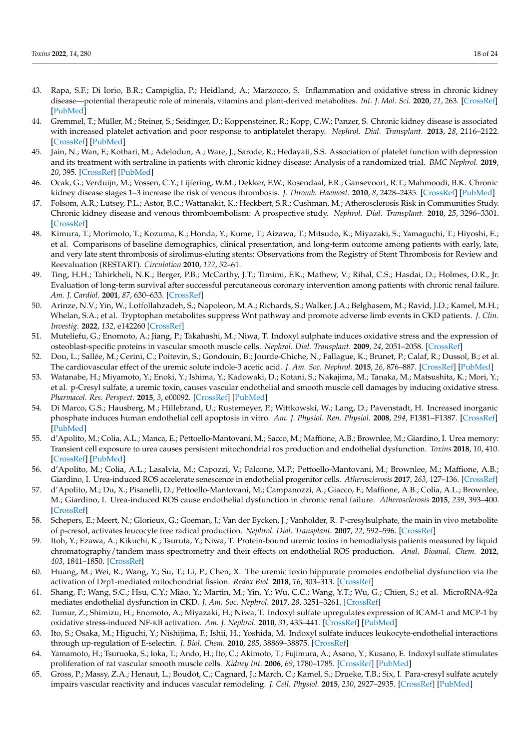43. Rapa, S.F.; Di Iorio, B.R.; Campiglia, P.; Heidland, A.; Marzocco, S. Inflammation and oxidative stress in chronic kidney disease—potential therapeutic role of minerals, vitamins and plant-derived metabolites. *Int. J. Mol. Sci.* **2020**, *21*, 263. [CrossRef] [PubMed]
44. Gremmel, T.; Müller, M.; Steiner, S.; Seidinger, D.; Koppensteiner, R.; Kopp, C.W.; Panzer, S. Chronic kidney disease is associated with increased platelet activation and poor response to antiplatelet therapy. *Nephrol. Dial. Transplant.* **2013**, *28*, 2116–2122. [CrossRef] [PubMed]
45. Jain, N.; Wan, F.; Kothari, M.; Adelodun, A.; Ware, J.; Sarode, R.; Hedayati, S.S. Association of platelet function with depression and its treatment with sertraline in patients with chronic kidney disease: Analysis of a randomized trial. *BMC Nephrol.* **2019**, *20*, 395. [CrossRef] [PubMed]
46. Ocak, G.; Verduijn, M.; Vossen, C.Y.; Lijfering, W.M.; Dekker, F.W.; Rosendaal, F.R.; Gansevoort, R.T.; Mahmoodi, B.K. Chronic kidney disease stages 1–3 increase the risk of venous thrombosis. *J. Thromb. Haemost.* **2010**, *8*, 2428–2435. [CrossRef] [PubMed]
47. Folsom, A.R.; Lutsey, P.L.; Astor, B.C.; Wattanakit, K.; Heckbert, S.R.; Cushman, M.; Atherosclerosis Risk in Communities Study. Chronic kidney disease and venous thromboembolism: A prospective study. *Nephrol. Dial. Transplant.* **2010**, *25*, 3296–3301. [CrossRef]
48. Kimura, T.; Morimoto, T.; Kozuma, K.; Honda, Y.; Kume, T.; Aizawa, T.; Mitsudo, K.; Miyazaki, S.; Yamaguchi, T.; Hiyoshi, E.; et al. Comparisons of baseline demographics, clinical presentation, and long-term outcome among patients with early, late, and very late stent thrombosis of sirolimus-eluting stents: Observations from the Registry of Stent Thrombosis for Review and Reevaluation (RESTART). *Circulation* **2010**, *122*, 52–61.
49. Ting, H.H.; Tahirkheli, N.K.; Berger, P.B.; McCarthy, J.T.; Timimi, F.K.; Mathew, V.; Rihal, C.S.; Hasdai, D.; Holmes, D.R., Jr. Evaluation of long-term survival after successful percutaneous coronary intervention among patients with chronic renal failure. *Am. J. Cardiol.* **2001**, *87*, 630–633. [CrossRef]
50. Arinze, N.V.; Yin, W.; Lotfollahzadeh, S.; Napoleon, M.A.; Richards, S.; Walker, J.A.; Belghasem, M.; Ravid, J.D.; Kamel, M.H.; Whelan, S.A.; et al. Tryptophan metabolites suppress Wnt pathway and promote adverse limb events in CKD patients. *J. Clin. Investig.* **2022**, *132*, e142260 [CrossRef]
51. Muteliefu, G.; Enomoto, A.; Jiang, P.; Takahashi, M.; Niwa, T. Indoxyl sulphate induces oxidative stress and the expression of osteoblast-specific proteins in vascular smooth muscle cells. *Nephrol. Dial. Transplant.* **2009**, *24*, 2051–2058. [CrossRef]
52. Dou, L.; Sallée, M.; Cerini, C.; Poitevin, S.; Gondouin, B.; Jourde-Chiche, N.; Fallague, K.; Brunet, P.; Calaf, R.; Dussol, B.; et al. The cardiovascular effect of the uremic solute indole-3 acetic acid. *J. Am. Soc. Nephrol.* **2015**, *26*, 876–887. [CrossRef] [PubMed]
53. Watanabe, H.; Miyamoto, Y.; Enoki, Y.; Ishima, Y.; Kadowaki, D.; Kotani, S.; Nakajima, M.; Tanaka, M.; Matsushita, K.; Mori, Y.; et al. p-Cresyl sulfate, a uremic toxin, causes vascular endothelial and smooth muscle cell damages by inducing oxidative stress. *Pharmacol. Res. Perspect.* **2015**, *3*, e00092. [CrossRef] [PubMed]
54. Di Marco, G.S.; Hausberg, M.; Hillebrand, U.; Rustemeyer, P.; Wittkowski, W.; Lang, D.; Pavenstadt, H. Increased inorganic phosphate induces human endothelial cell apoptosis in vitro. *Am. J. Physiol. Ren. Physiol.* **2008**, *294*, F1381–F1387. [CrossRef] [PubMed]
55. d'Apolito, M.; Colia, A.L.; Manca, E.; Pettoello-Mantovani, M.; Sacco, M.; Maffione, A.B.; Brownlee, M.; Giardino, I. Urea memory: Transient cell exposure to urea causes persistent mitochondrial ros production and endothelial dysfunction. *Toxins* **2018**, *10*, 410. [CrossRef] [PubMed]
56. d'Apolito, M.; Colia, A.L.; Lasalvia, M.; Capozzi, V.; Falcone, M.P.; Pettoello-Mantovani, M.; Brownlee, M.; Maffione, A.B.; Giardino, I. Urea-induced ROS accelerate senescence in endothelial progenitor cells. *Atherosclerosis* **2017**, *263*, 127–136. [CrossRef]
57. d'Apolito, M.; Du, X.; Pisanelli, D.; Pettoello-Mantovani, M.; Campanozzi, A.; Giacco, F.; Maffione, A.B.; Colia, A.L.; Brownlee, M.; Giardino, I. Urea-induced ROS cause endothelial dysfunction in chronic renal failure. *Atherosclerosis* **2015**, *239*, 393–400. [CrossRef]
58. Schepers, E.; Meert, N.; Glorieux, G.; Goeman, J.; Van der Eycken, J.; Vanholder, R. P-cresylsulphate, the main in vivo metabolite of p-cresol, activates leucocyte free radical production. *Nephrol. Dial. Transplant.* **2007**, *22*, 592–596. [CrossRef]
59. Itoh, Y.; Ezawa, A.; Kikuchi, K.; Tsuruta, Y.; Niwa, T. Protein-bound uremic toxins in hemodialysis patients measured by liquid chromatography/tandem mass spectrometry and their effects on endothelial ROS production. *Anal. Bioanal. Chem.* **2012**, *403*, 1841–1850. [CrossRef]
60. Huang, M.; Wei, R.; Wang, Y.; Su, T.; Li, P.; Chen, X. The uremic toxin hippurate promotes endothelial dysfunction via the activation of Drp1-mediated mitochondrial fission. *Redox Biol.* **2018**, *16*, 303–313. [CrossRef]
61. Shang, F.; Wang, S.C.; Hsu, C.Y.; Miao, Y.; Martin, M.; Yin, Y.; Wu, C.C.; Wang, Y.T.; Wu, G.; Chien, S.; et al. MicroRNA-92a mediates endothelial dysfunction in CKD. *J. Am. Soc. Nephrol.* **2017**, *28*, 3251–3261. [CrossRef]
62. Tumur, Z.; Shimizu, H.; Enomoto, A.; Miyazaki, H.; Niwa, T. Indoxyl sulfate upregulates expression of ICAM-1 and MCP-1 by oxidative stress-induced NF-κB activation. *Am. J. Nephrol.* **2010**, *31*, 435–441. [CrossRef] [PubMed]
63. Ito, S.; Osaka, M.; Higuchi, Y.; Nishijima, F.; Ishii, H.; Yoshida, M. Indoxyl sulfate induces leukocyte-endothelial interactions through up-regulation of E-selectin. *J. Biol. Chem.* **2010**, *285*, 38869–38875. [CrossRef]
64. Yamamoto, H.; Tsuruoka, S.; Ioka, T.; Ando, H.; Ito, C.; Akimoto, T.; Fujimura, A.; Asano, Y.; Kusano, E. Indoxyl sulfate stimulates proliferation of rat vascular smooth muscle cells. *Kidney Int.* **2006**, *69*, 1780–1785. [CrossRef] [PubMed]
65. Gross, P.; Massy, Z.A.; Henaut, L.; Boudot, C.; Cagnard, J.; March, C.; Kamel, S.; Drueke, T.B.; Six, I. Para-cresyl sulfate acutely impairs vascular reactivity and induces vascular remodeling. *J. Cell. Physiol.* **2015**, *230*, 2927–2935. [CrossRef] [PubMed]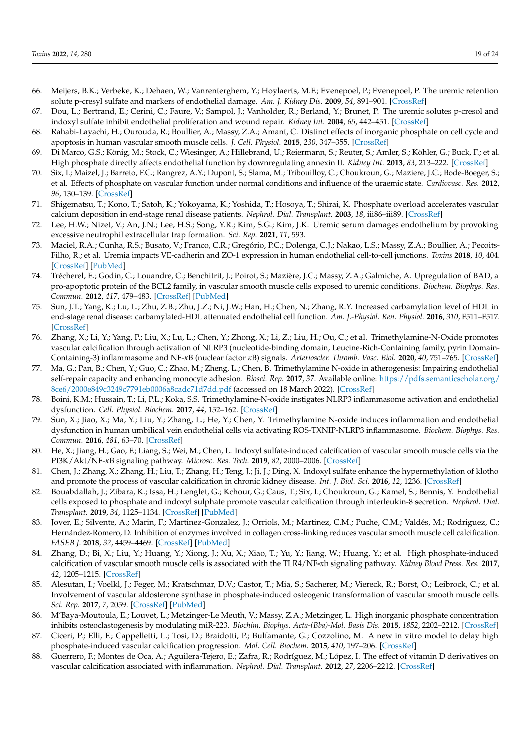66. Meijers, B.K.; Verbeke, K.; Dehaen, W.; Vanrenterghem, Y.; Hoylaerts, M.F.; Evenepoel, P.; Evenepoel, P. The uremic retention solute p-cresyl sulfate and markers of endothelial damage. *Am. J. Kidney Dis.* **2009**, *54*, 891–901. [CrossRef]
67. Dou, L.; Bertrand, E.; Cerini, C.; Faure, V.; Sampol, J.; Vanholder, R.; Berland, Y.; Brunet, P. The uremic solutes p-cresol and indoxyl sulfate inhibit endothelial proliferation and wound repair. *Kidney Int.* **2004**, *65*, 442–451. [CrossRef]
68. Rahabi-Layachi, H.; Ourouda, R.; Boullier, A.; Massy, Z.A.; Amant, C. Distinct effects of inorganic phosphate on cell cycle and apoptosis in human vascular smooth muscle cells. *J. Cell. Physiol.* **2015**, *230*, 347–355. [CrossRef]
69. Di Marco, G.S.; König, M.; Stock, C.; Wiesinger, A.; Hillebrand, U.; Reiermann, S.; Reuter, S.; Amler, S.; Köhler, G.; Buck, F.; et al. High phosphate directly affects endothelial function by downregulating annexin II. *Kidney Int.* **2013**, *83*, 213–222. [CrossRef]
70. Six, I.; Maizel, J.; Barreto, F.C.; Rangrez, A.Y.; Dupont, S.; Slama, M.; Tribouilloy, C.; Choukroun, G.; Maziere, J.C.; Bode-Boeger, S.; et al. Effects of phosphate on vascular function under normal conditions and influence of the uraemic state. *Cardiovasc. Res.* **2012**, *96*, 130–139. [CrossRef]
71. Shigematsu, T.; Kono, T.; Satoh, K.; Yokoyama, K.; Yoshida, T.; Hosoya, T.; Shirai, K. Phosphate overload accelerates vascular calcium deposition in end-stage renal disease patients. *Nephrol. Dial. Transplant.* **2003**, *18*, iii86–iii89. [CrossRef]
72. Lee, H.W.; Nizet, V.; An, J.N.; Lee, H.S.; Song, Y.R.; Kim, S.G.; Kim, J.K. Uremic serum damages endothelium by provoking excessive neutrophil extracellular trap formation. *Sci. Rep.* **2021**, *11*, 593.
73. Maciel, R.A.; Cunha, R.S.; Busato, V.; Franco, C.R.; Gregório, P.C.; Dolenga, C.J.; Nakao, L.S.; Massy, Z.A.; Boullier, A.; Pecoits-Filho, R.; et al. Uremia impacts VE-cadherin and ZO-1 expression in human endothelial cell-to-cell junctions. *Toxins* **2018**, *10*, 404. [CrossRef] [PubMed]
74. Trécherel, E.; Godin, C.; Louandre, C.; Benchitrit, J.; Poirot, S.; Mazière, J.C.; Massy, Z.A.; Galmiche, A. Upregulation of BAD, a pro-apoptotic protein of the BCL2 family, in vascular smooth muscle cells exposed to uremic conditions. *Biochem. Biophys. Res. Commun.* **2012**, *417*, 479–483. [CrossRef] [PubMed]
75. Sun, J.T.; Yang, K.; Lu, L.; Zhu, Z.B.; Zhu, J.Z.; Ni, J.W.; Han, H.; Chen, N.; Zhang, R.Y. Increased carbamylation level of HDL in end-stage renal disease: carbamylated-HDL attenuated endothelial cell function. *Am. J.-Physiol. Ren. Physiol.* **2016**, *310*, F511–F517. [CrossRef]
76. Zhang, X.; Li, Y.; Yang, P.; Liu, X.; Lu, L.; Chen, Y.; Zhong, X.; Li, Z.; Liu, H.; Ou, C.; et al. Trimethylamine-N-Oxide promotes vascular calcification through activation of NLRP3 (nucleotide-binding domain, Leucine-Rich-Containing family, pyrin Domain-Containing-3) inflammasome and NF-$\kappa$B (nuclear factor $\kappa$B) signals. *Arterioscler. Thromb. Vasc. Biol.* **2020**, *40*, 751–765. [CrossRef]
77. Ma, G.; Pan, B.; Chen, Y.; Guo, C.; Zhao, M.; Zheng, L.; Chen, B. Trimethylamine N-oxide in atherogenesis: Impairing endothelial self-repair capacity and enhancing monocyte adhesion. *Biosci. Rep.* **2017**, *37*. Available online: https://pdfs.semanticscholar.org/8ce6/2000e849c3249c7791eb0006a8cadc71d7dd.pdf (accessed on 18 March 2022). [CrossRef]
78. Boini, K.M.; Hussain, T.; Li, P.L.; Koka, S.S. Trimethylamine-N-oxide instigates NLRP3 inflammasome activation and endothelial dysfunction. *Cell. Physiol. Biochem.* **2017**, *44*, 152–162. [CrossRef]
79. Sun, X.; Jiao, X.; Ma, Y.; Liu, Y.; Zhang, L.; He, Y.; Chen, Y. Trimethylamine N-oxide induces inflammation and endothelial dysfunction in human umbilical vein endothelial cells via activating ROS-TXNIP-NLRP3 inflammasome. *Biochem. Biophys. Res. Commun.* **2016**, *481*, 63–70. [CrossRef]
80. He, X.; Jiang, H.; Gao, F.; Liang, S.; Wei, M.; Chen, L. Indoxyl sulfate-induced calcification of vascular smooth muscle cells via the PI3K/Akt/NF-$\kappa$B signaling pathway. *Microsc. Res. Tech.* **2019**, *82*, 2000–2006. [CrossRef]
81. Chen, J.; Zhang, X.; Zhang, H.; Liu, T.; Zhang, H.; Teng, J.; Ji, J.; Ding, X. Indoxyl sulfate enhance the hypermethylation of klotho and promote the process of vascular calcification in chronic kidney disease. *Int. J. Biol. Sci.* **2016**, *12*, 1236. [CrossRef]
82. Bouabdallah, J.; Zibara, K.; Issa, H.; Lenglet, G.; Kchour, G.; Caus, T.; Six, I.; Choukroun, G.; Kamel, S.; Bennis, Y. Endothelial cells exposed to phosphate and indoxyl sulphate promote vascular calcification through interleukin-8 secretion. *Nephrol. Dial. Transplant.* **2019**, *34*, 1125–1134. [CrossRef] [PubMed]
83. Jover, E.; Silvente, A.; Marin, F.; Martinez-Gonzalez, J.; Orriols, M.; Martinez, C.M.; Puche, C.M.; Valdés, M.; Rodriguez, C.; Hernández-Romero, D. Inhibition of enzymes involved in collagen cross-linking reduces vascular smooth muscle cell calcification. *FASEB J.* **2018**, *32*, 4459–4469. [CrossRef] [PubMed]
84. Zhang, D.; Bi, X.; Liu, Y.; Huang, Y.; Xiong, J.; Xu, X.; Xiao, T.; Yu, Y.; Jiang, W.; Huang, Y.; et al. High phosphate-induced calcification of vascular smooth muscle cells is associated with the TLR4/NF-$\kappa$b signaling pathway. *Kidney Blood Press. Res.* **2017**, *42*, 1205–1215. [CrossRef]
85. Alesutan, I.; Voelkl, J.; Feger, M.; Kratschmar, D.V.; Castor, T.; Mia, S.; Sacherer, M.; Viereck, R.; Borst, O.; Leibrock, C.; et al. Involvement of vascular aldosterone synthase in phosphate-induced osteogenic transformation of vascular smooth muscle cells. *Sci. Rep.* **2017**, *7*, 2059. [CrossRef] [PubMed]
86. M'Baya-Moutoula, E.; Louvet, L.; Metzinger-Le Meuth, V.; Massy, Z.A.; Metzinger, L. High inorganic phosphate concentration inhibits osteoclastogenesis by modulating miR-223. *Biochim. Biophys. Acta-(Bba)-Mol. Basis Dis.* **2015**, *1852*, 2202–2212. [CrossRef]
87. Ciceri, P.; Elli, F.; Cappelletti, L.; Tosi, D.; Braidotti, P.; Bulfamante, G.; Cozzolino, M. A new in vitro model to delay high phosphate-induced vascular calcification progression. *Mol. Cell. Biochem.* **2015**, *410*, 197–206. [CrossRef]
88. Guerrero, F.; Montes de Oca, A.; Aguilera-Tejero, E.; Zafra, R.; Rodríguez, M.; López, I. The effect of vitamin D derivatives on vascular calcification associated with inflammation. *Nephrol. Dial. Transplant.* **2012**, *27*, 2206–2212. [CrossRef]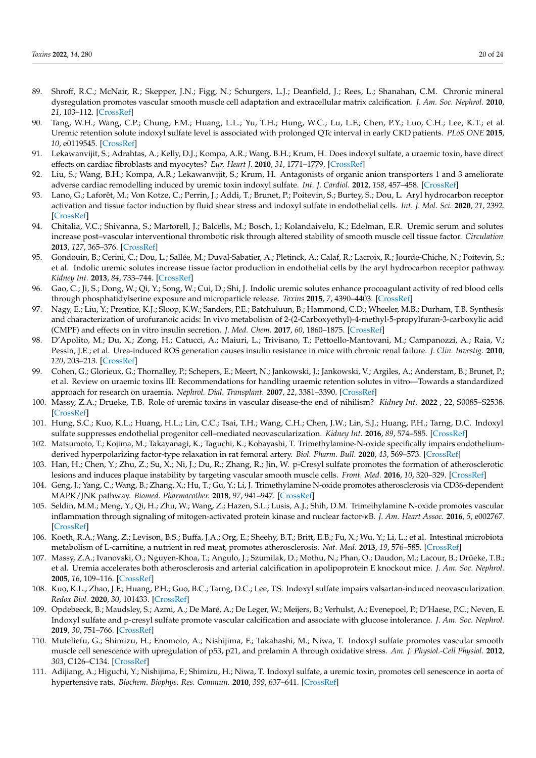89. Shroff, R.C.; McNair, R.; Skepper, J.N.; Figg, N.; Schurgers, L.J.; Deanfield, J.; Rees, L.; Shanahan, C.M. Chronic mineral dysregulation promotes vascular smooth muscle cell adaptation and extracellular matrix calcification. *J. Am. Soc. Nephrol.* **2010**, *21*, 103–112. [CrossRef]
90. Tang, W.H.; Wang, C.P.; Chung, F.M.; Huang, L.L.; Yu, T.H.; Hung, W.C.; Lu, L.F.; Chen, P.Y.; Luo, C.H.; Lee, K.T.; et al. Uremic retention solute indoxyl sulfate level is associated with prolonged QTc interval in early CKD patients. *PLoS ONE* **2015**, *10*, e0119545. [CrossRef]
91. Lekawanvijit, S.; Adrahtas, A.; Kelly, D.J.; Kompa, A.R.; Wang, B.H.; Krum, H. Does indoxyl sulfate, a uraemic toxin, have direct effects on cardiac fibroblasts and myocytes? *Eur. Heart J.* **2010**, *31*, 1771–1779. [CrossRef]
92. Liu, S.; Wang, B.H.; Kompa, A.R.; Lekawanvijit, S.; Krum, H. Antagonists of organic anion transporters 1 and 3 ameliorate adverse cardiac remodelling induced by uremic toxin indoxyl sulfate. *Int. J. Cardiol.* **2012**, *158*, 457–458. [CrossRef]
93. Lano, G.; Laforêt, M.; Von Kotze, C.; Perrin, J.; Addi, T.; Brunet, P.; Poitevin, S.; Burtey, S.; Dou, L. Aryl hydrocarbon receptor activation and tissue factor induction by fluid shear stress and indoxyl sulfate in endothelial cells. *Int. J. Mol. Sci.* **2020**, *21*, 2392. [CrossRef]
94. Chitalia, V.C.; Shivanna, S.; Martorell, J.; Balcells, M.; Bosch, I.; Kolandaivelu, K.; Edelman, E.R. Uremic serum and solutes increase post–vascular interventional thrombotic risk through altered stability of smooth muscle cell tissue factor. *Circulation* **2013**, *127*, 365–376. [CrossRef]
95. Gondouin, B.; Cerini, C.; Dou, L.; Sallée, M.; Duval-Sabatier, A.; Pletinck, A.; Calaf, R.; Lacroix, R.; Jourde-Chiche, N.; Poitevin, S.; et al. Indolic uremic solutes increase tissue factor production in endothelial cells by the aryl hydrocarbon receptor pathway. *Kidney Int.* **2013**, *84*, 733–744. [CrossRef]
96. Gao, C.; Ji, S.; Dong, W.; Qi, Y.; Song, W.; Cui, D.; Shi, J. Indolic uremic solutes enhance procoagulant activity of red blood cells through phosphatidylserine exposure and microparticle release. *Toxins* **2015**, *7*, 4390–4403. [CrossRef]
97. Nagy, E.; Liu, Y.; Prentice, K.J.; Sloop, K.W.; Sanders, P.E.; Batchuluun, B.; Hammond, C.D.; Wheeler, M.B.; Durham, T.B. Synthesis and characterization of urofuranoic acids: In vivo metabolism of 2-(2-Carboxyethyl)-4-methyl-5-propylfuran-3-carboxylic acid (CMPF) and effects on in vitro insulin secretion. *J. Med. Chem.* **2017**, *60*, 1860–1875. [CrossRef]
98. D'Apolito, M.; Du, X.; Zong, H.; Catucci, A.; Maiuri, L.; Trivisano, T.; Pettoello-Mantovani, M.; Campanozzi, A.; Raia, V.; Pessin, J.E.; et al. Urea-induced ROS generation causes insulin resistance in mice with chronic renal failure. *J. Clin. Investig.* **2010**, *120*, 203–213. [CrossRef]
99. Cohen, G.; Glorieux, G.; Thornalley, P.; Schepers, E.; Meert, N.; Jankowski, J.; Jankowski, V.; Argiles, A.; Anderstam, B.; Brunet, P.; et al. Review on uraemic toxins III: Recommendations for handling uraemic retention solutes in vitro—Towards a standardized approach for research on uraemia. *Nephrol. Dial. Transplant.* **2007**, *22*, 3381–3390. [CrossRef]
100. Massy, Z.A.; Drueke, T.B. Role of uremic toxins in vascular disease-the end of nihilism? *Kidney Int.* **2022** , 22, S0085–S2538. [CrossRef]
101. Hung, S.C.; Kuo, K.L.; Huang, H.L.; Lin, C.C.; Tsai, T.H.; Wang, C.H.; Chen, J.W.; Lin, S.J.; Huang, P.H.; Tarng, D.C. Indoxyl sulfate suppresses endothelial progenitor cell–mediated neovascularization. *Kidney Int.* **2016**, *89*, 574–585. [CrossRef]
102. Matsumoto, T.; Kojima, M.; Takayanagi, K.; Taguchi, K.; Kobayashi, T. Trimethylamine-N-oxide specifically impairs endothelium-derived hyperpolarizing factor-type relaxation in rat femoral artery. *Biol. Pharm. Bull.* **2020**, *43*, 569–573. [CrossRef]
103. Han, H.; Chen, Y.; Zhu, Z.; Su, X.; Ni, J.; Du, R.; Zhang, R.; Jin, W. p-Cresyl sulfate promotes the formation of atherosclerotic lesions and induces plaque instability by targeting vascular smooth muscle cells. *Front. Med.* **2016**, *10*, 320–329. [CrossRef]
104. Geng, J.; Yang, C.; Wang, B.; Zhang, X.; Hu, T.; Gu, Y.; Li, J. Trimethylamine N-oxide promotes atherosclerosis via CD36-dependent MAPK/JNK pathway. *Biomed. Pharmacother.* **2018**, *97*, 941–947. [CrossRef]
105. Seldin, M.M.; Meng, Y.; Qi, H.; Zhu, W.; Wang, Z.; Hazen, S.L.; Lusis, A.J.; Shih, D.M. Trimethylamine N-oxide promotes vascular inflammation through signaling of mitogen-activated protein kinase and nuclear factor-κB. *J. Am. Heart Assoc.* **2016**, *5*, e002767. [CrossRef]
106. Koeth, R.A.; Wang, Z.; Levison, B.S.; Buffa, J.A.; Org, E.; Sheehy, B.T.; Britt, E.B.; Fu, X.; Wu, Y.; Li, L.; et al. Intestinal microbiota metabolism of L-carnitine, a nutrient in red meat, promotes atherosclerosis. *Nat. Med.* **2013**, *19*, 576–585. [CrossRef]
107. Massy, Z.A.; Ivanovski, O.; Nguyen-Khoa, T.; Angulo, J.; Szumilak, D.; Mothu, N.; Phan, O.; Daudon, M.; Lacour, B.; Drüeke, T.B.; et al. Uremia accelerates both atherosclerosis and arterial calcification in apolipoprotein E knockout mice. *J. Am. Soc. Nephrol.* **2005**, *16*, 109–116. [CrossRef]
108. Kuo, K.L.; Zhao, J.F.; Huang, P.H.; Guo, B.C.; Tarng, D.C.; Lee, T.S. Indoxyl sulfate impairs valsartan-induced neovascularization. *Redox Biol.* **2020**, *30*, 101433. [CrossRef]
109. Opdebeeck, B.; Maudsley, S.; Azmi, A.; De Maré, A.; De Leger, W.; Meijers, B.; Verhulst, A.; Evenepoel, P.; D'Haese, P.C.; Neven, E. Indoxyl sulfate and p-cresyl sulfate promote vascular calcification and associate with glucose intolerance. *J. Am. Soc. Nephrol.* **2019**, *30*, 751–766. [CrossRef]
110. Muteliefu, G.; Shimizu, H.; Enomoto, A.; Nishijima, F.; Takahashi, M.; Niwa, T. Indoxyl sulfate promotes vascular smooth muscle cell senescence with upregulation of p53, p21, and prelamin A through oxidative stress. *Am. J. Physiol.-Cell Physiol.* **2012**, *303*, C126–C134. [CrossRef]
111. Adijiang, A.; Higuchi, Y.; Nishijima, F.; Shimizu, H.; Niwa, T. Indoxyl sulfate, a uremic toxin, promotes cell senescence in aorta of hypertensive rats. *Biochem. Biophys. Res. Commun.* **2010**, *399*, 637–641. [CrossRef]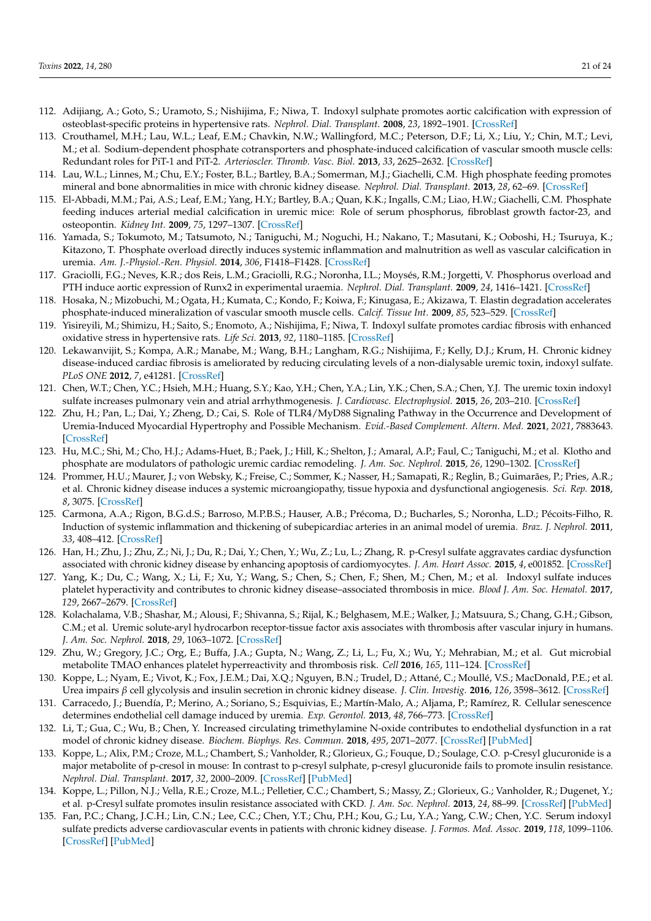112. Adijiang, A.; Goto, S.; Uramoto, S.; Nishijima, F.; Niwa, T. Indoxyl sulphate promotes aortic calcification with expression of osteoblast-specific proteins in hypertensive rats. *Nephrol. Dial. Transplant.* **2008**, *23*, 1892–1901. [CrossRef]
113. Crouthamel, M.H.; Lau, W.L.; Leaf, E.M.; Chavkin, N.W.; Wallingford, M.C.; Peterson, D.F.; Li, X.; Liu, Y.; Chin, M.T.; Levi, M.; et al. Sodium-dependent phosphate cotransporters and phosphate-induced calcification of vascular smooth muscle cells: Redundant roles for PiT-1 and PiT-2. *Arterioscler. Thromb. Vasc. Biol.* **2013**, *33*, 2625–2632. [CrossRef]
114. Lau, W.L.; Linnes, M.; Chu, E.Y.; Foster, B.L.; Bartley, B.A.; Somerman, M.J.; Giachelli, C.M. High phosphate feeding promotes mineral and bone abnormalities in mice with chronic kidney disease. *Nephrol. Dial. Transplant.* **2013**, *28*, 62–69. [CrossRef]
115. El-Abbadi, M.M.; Pai, A.S.; Leaf, E.M.; Yang, H.Y.; Bartley, B.A.; Quan, K.K.; Ingalls, C.M.; Liao, H.W.; Giachelli, C.M. Phosphate feeding induces arterial medial calcification in uremic mice: Role of serum phosphorus, fibroblast growth factor-23, and osteopontin. *Kidney Int.* **2009**, *75*, 1297–1307. [CrossRef]
116. Yamada, S.; Tokumoto, M.; Tatsumoto, N.; Taniguchi, M.; Noguchi, H.; Nakano, T.; Masutani, K.; Ooboshi, H.; Tsuruya, K.; Kitazono, T. Phosphate overload directly induces systemic inflammation and malnutrition as well as vascular calcification in uremia. *Am. J.-Physiol.-Ren. Physiol.* **2014**, *306*, F1418–F1428. [CrossRef]
117. Graciolli, F.G.; Neves, K.R.; dos Reis, L.M.; Graciolli, R.G.; Noronha, I.L.; Moysés, R.M.; Jorgetti, V. Phosphorus overload and PTH induce aortic expression of Runx2 in experimental uraemia. *Nephrol. Dial. Transplant.* **2009**, *24*, 1416–1421. [CrossRef]
118. Hosaka, N.; Mizobuchi, M.; Ogata, H.; Kumata, C.; Kondo, F.; Koiwa, F.; Kinugasa, E.; Akizawa, T. Elastin degradation accelerates phosphate-induced mineralization of vascular smooth muscle cells. *Calcif. Tissue Int.* **2009**, *85*, 523–529. [CrossRef]
119. Yisireyili, M.; Shimizu, H.; Saito, S.; Enomoto, A.; Nishijima, F.; Niwa, T. Indoxyl sulfate promotes cardiac fibrosis with enhanced oxidative stress in hypertensive rats. *Life Sci.* **2013**, *92*, 1180–1185. [CrossRef]
120. Lekawanvijit, S.; Kompa, A.R.; Manabe, M.; Wang, B.H.; Langham, R.G.; Nishijima, F.; Kelly, D.J.; Krum, H. Chronic kidney disease-induced cardiac fibrosis is ameliorated by reducing circulating levels of a non-dialysable uremic toxin, indoxyl sulfate. *PLoS ONE* **2012**, *7*, e41281. [CrossRef]
121. Chen, W.T.; Chen, Y.C.; Hsieh, M.H.; Huang, S.Y.; Kao, Y.H.; Chen, Y.A.; Lin, Y.K.; Chen, S.A.; Chen, Y.J. The uremic toxin indoxyl sulfate increases pulmonary vein and atrial arrhythmogenesis. *J. Cardiovasc. Electrophysiol.* **2015**, *26*, 203–210. [CrossRef]
122. Zhu, H.; Pan, L.; Dai, Y.; Zheng, D.; Cai, S. Role of TLR4/MyD88 Signaling Pathway in the Occurrence and Development of Uremia-Induced Myocardial Hypertrophy and Possible Mechanism. *Evid.-Based Complement. Altern. Med.* **2021**, *2021*, 7883643. [CrossRef]
123. Hu, M.C.; Shi, M.; Cho, H.J.; Adams-Huet, B.; Paek, J.; Hill, K.; Shelton, J.; Amaral, A.P.; Faul, C.; Taniguchi, M.; et al. Klotho and phosphate are modulators of pathologic uremic cardiac remodeling. *J. Am. Soc. Nephrol.* **2015**, *26*, 1290–1302. [CrossRef]
124. Prommer, H.U.; Maurer, J.; von Websky, K.; Freise, C.; Sommer, K.; Nasser, H.; Samapati, R.; Reglin, B.; Guimarães, P.; Pries, A.R.; et al. Chronic kidney disease induces a systemic microangiopathy, tissue hypoxia and dysfunctional angiogenesis. *Sci. Rep.* **2018**, *8*, 3075. [CrossRef]
125. Carmona, A.A.; Rigon, B.G.d.S.; Barroso, M.P.B.S.; Hauser, A.B.; Précoma, D.; Bucharles, S.; Noronha, L.D.; Pécoits-Filho, R. Induction of systemic inflammation and thickening of subepicardiac arteries in an animal model of uremia. *Braz. J. Nephrol.* **2011**, *33*, 408–412. [CrossRef]
126. Han, H.; Zhu, J.; Zhu, Z.; Ni, J.; Du, R.; Dai, Y.; Chen, Y.; Wu, Z.; Lu, L.; Zhang, R. p-Cresyl sulfate aggravates cardiac dysfunction associated with chronic kidney disease by enhancing apoptosis of cardiomyocytes. *J. Am. Heart Assoc.* **2015**, *4*, e001852. [CrossRef]
127. Yang, K.; Du, C.; Wang, X.; Li, F.; Xu, Y.; Wang, S.; Chen, S.; Chen, F.; Shen, M.; Chen, M.; et al. Indoxyl sulfate induces platelet hyperactivity and contributes to chronic kidney disease–associated thrombosis in mice. *Blood J. Am. Soc. Hematol.* **2017**, *129*, 2667–2679. [CrossRef]
128. Kolachalama, V.B.; Shashar, M.; Alousi, F.; Shivanna, S.; Rijal, K.; Belghasem, M.E.; Walker, J.; Matsuura, S.; Chang, G.H.; Gibson, C.M.; et al. Uremic solute-aryl hydrocarbon receptor-tissue factor axis associates with thrombosis after vascular injury in humans. *J. Am. Soc. Nephrol.* **2018**, *29*, 1063–1072. [CrossRef]
129. Zhu, W.; Gregory, J.C.; Org, E.; Buffa, J.A.; Gupta, N.; Wang, Z.; Li, L.; Fu, X.; Wu, Y.; Mehrabian, M.; et al. Gut microbial metabolite TMAO enhances platelet hyperreactivity and thrombosis risk. *Cell* **2016**, *165*, 111–124. [CrossRef]
130. Koppe, L.; Nyam, E.; Vivot, K.; Fox, J.E.M.; Dai, X.Q.; Nguyen, B.N.; Trudel, D.; Attané, C.; Moullé, V.S.; MacDonald, P.E.; et al. Urea impairs $\beta$ cell glycolysis and insulin secretion in chronic kidney disease. *J. Clin. Investig.* **2016**, *126*, 3598–3612. [CrossRef]
131. Carracedo, J.; Buendía, P.; Merino, A.; Soriano, S.; Esquivias, E.; Martín-Malo, A.; Aljama, P.; Ramírez, R. Cellular senescence determines endothelial cell damage induced by uremia. *Exp. Gerontol.* **2013**, *48*, 766–773. [CrossRef]
132. Li, T.; Gua, C.; Wu, B.; Chen, Y. Increased circulating trimethylamine N-oxide contributes to endothelial dysfunction in a rat model of chronic kidney disease. *Biochem. Biophys. Res. Commun.* **2018**, *495*, 2071–2077. [CrossRef] [PubMed]
133. Koppe, L.; Alix, P.M.; Croze, M.L.; Chambert, S.; Vanholder, R.; Glorieux, G.; Fouque, D.; Soulage, C.O. p-Cresyl glucuronide is a major metabolite of p-cresol in mouse: In contrast to p-cresyl sulphate, p-cresyl glucuronide fails to promote insulin resistance. *Nephrol. Dial. Transplant.* **2017**, *32*, 2000–2009. [CrossRef] [PubMed]
134. Koppe, L.; Pillon, N.J.; Vella, R.E.; Croze, M.L.; Pelletier, C.C.; Chambert, S.; Massy, Z.; Glorieux, G.; Vanholder, R.; Dugenet, Y.; et al. p-Cresyl sulfate promotes insulin resistance associated with CKD. *J. Am. Soc. Nephrol.* **2013**, *24*, 88–99. [CrossRef] [PubMed]
135. Fan, P.C.; Chang, J.C.H.; Lin, C.N.; Lee, C.C.; Chen, Y.T.; Chu, P.H.; Kou, G.; Lu, Y.A.; Yang, C.W.; Chen, Y.C. Serum indoxyl sulfate predicts adverse cardiovascular events in patients with chronic kidney disease. *J. Formos. Med. Assoc.* **2019**, *118*, 1099–1106. [CrossRef] [PubMed]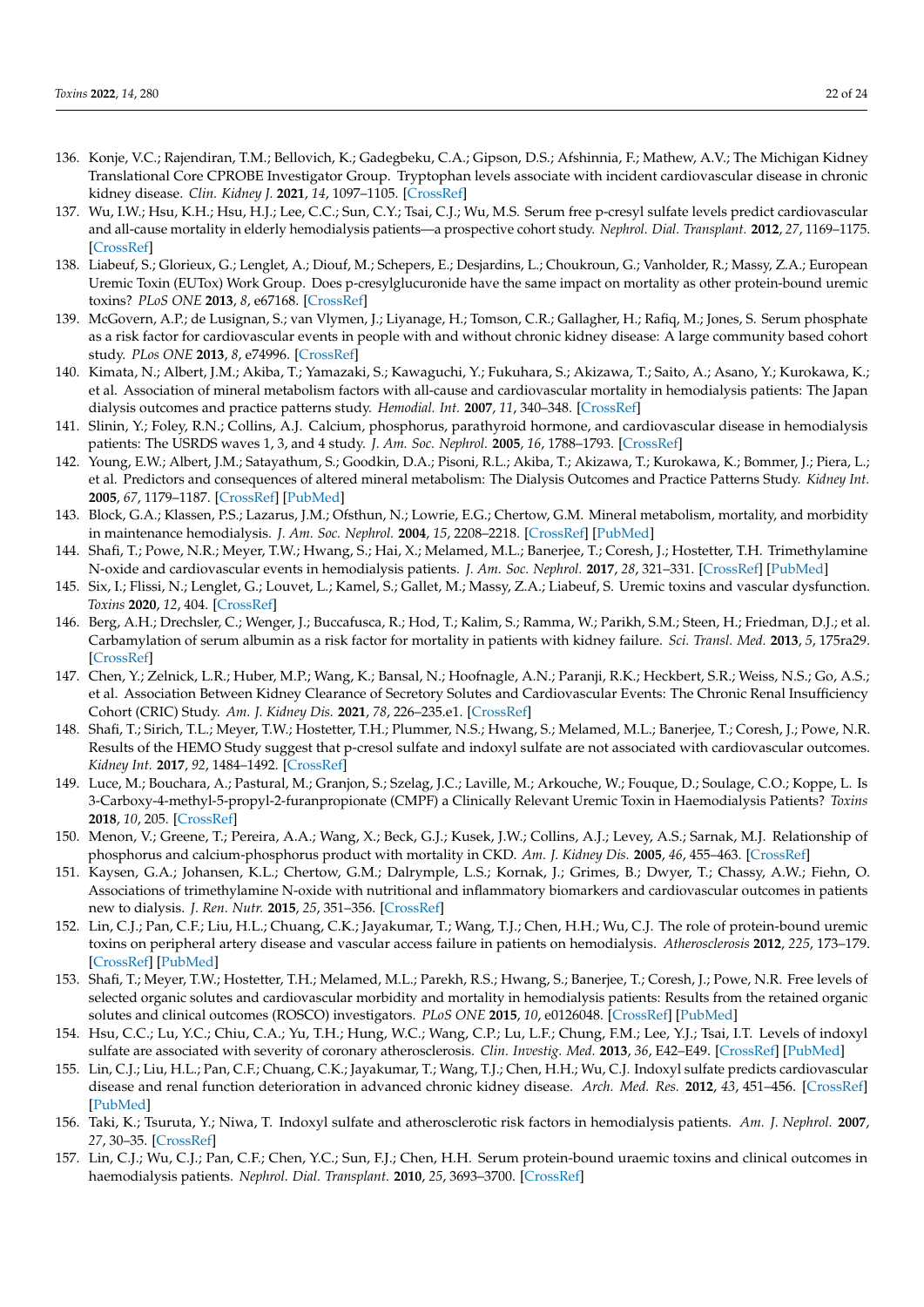136. Konje, V.C.; Rajendiran, T.M.; Bellovich, K.; Gadegbeku, C.A.; Gipson, D.S.; Afshinnia, F.; Mathew, A.V.; The Michigan Kidney Translational Core CPROBE Investigator Group. Tryptophan levels associate with incident cardiovascular disease in chronic kidney disease. *Clin. Kidney J.* **2021**, *14*, 1097–1105. [CrossRef]
137. Wu, I.W.; Hsu, K.H.; Hsu, H.J.; Lee, C.C.; Sun, C.Y.; Tsai, C.J.; Wu, M.S. Serum free p-cresyl sulfate levels predict cardiovascular and all-cause mortality in elderly hemodialysis patients—a prospective cohort study. *Nephrol. Dial. Transplant.* **2012**, *27*, 1169–1175. [CrossRef]
138. Liabeuf, S.; Glorieux, G.; Lenglet, A.; Diouf, M.; Schepers, E.; Desjardins, L.; Choukroun, G.; Vanholder, R.; Massy, Z.A.; European Uremic Toxin (EUTox) Work Group. Does p-cresylglucuronide have the same impact on mortality as other protein-bound uremic toxins? *PLoS ONE* **2013**, *8*, e67168. [CrossRef]
139. McGovern, A.P.; de Lusignan, S.; van Vlymen, J.; Liyanage, H.; Tomson, C.R.; Gallagher, H.; Rafiq, M.; Jones, S. Serum phosphate as a risk factor for cardiovascular events in people with and without chronic kidney disease: A large community based cohort study. *PLos ONE* **2013**, *8*, e74996. [CrossRef]
140. Kimata, N.; Albert, J.M.; Akiba, T.; Yamazaki, S.; Kawaguchi, Y.; Fukuhara, S.; Akizawa, T.; Saito, A.; Asano, Y.; Kurokawa, K.; et al. Association of mineral metabolism factors with all-cause and cardiovascular mortality in hemodialysis patients: The Japan dialysis outcomes and practice patterns study. *Hemodial. Int.* **2007**, *11*, 340–348. [CrossRef]
141. Slinin, Y.; Foley, R.N.; Collins, A.J. Calcium, phosphorus, parathyroid hormone, and cardiovascular disease in hemodialysis patients: The USRDS waves 1, 3, and 4 study. *J. Am. Soc. Nephrol.* **2005**, *16*, 1788–1793. [CrossRef]
142. Young, E.W.; Albert, J.M.; Satayathum, S.; Goodkin, D.A.; Pisoni, R.L.; Akiba, T.; Akizawa, T.; Kurokawa, K.; Bommer, J.; Piera, L.; et al. Predictors and consequences of altered mineral metabolism: The Dialysis Outcomes and Practice Patterns Study. *Kidney Int.* **2005**, *67*, 1179–1187. [CrossRef] [PubMed]
143. Block, G.A.; Klassen, P.S.; Lazarus, J.M.; Ofsthun, N.; Lowrie, E.G.; Chertow, G.M. Mineral metabolism, mortality, and morbidity in maintenance hemodialysis. *J. Am. Soc. Nephrol.* **2004**, *15*, 2208–2218. [CrossRef] [PubMed]
144. Shafi, T.; Powe, N.R.; Meyer, T.W.; Hwang, S.; Hai, X.; Melamed, M.L.; Banerjee, T.; Coresh, J.; Hostetter, T.H. Trimethylamine N-oxide and cardiovascular events in hemodialysis patients. *J. Am. Soc. Nephrol.* **2017**, *28*, 321–331. [CrossRef] [PubMed]
145. Six, I.; Flissi, N.; Lenglet, G.; Louvet, L.; Kamel, S.; Gallet, M.; Massy, Z.A.; Liabeuf, S. Uremic toxins and vascular dysfunction. *Toxins* **2020**, *12*, 404. [CrossRef]
146. Berg, A.H.; Drechsler, C.; Wenger, J.; Buccafusca, R.; Hod, T.; Kalim, S.; Ramma, W.; Parikh, S.M.; Steen, H.; Friedman, D.J.; et al. Carbamylation of serum albumin as a risk factor for mortality in patients with kidney failure. *Sci. Transl. Med.* **2013**, *5*, 175ra29. [CrossRef]
147. Chen, Y.; Zelnick, L.R.; Huber, M.P.; Wang, K.; Bansal, N.; Hoofnagle, A.N.; Paranji, R.K.; Heckbert, S.R.; Weiss, N.S.; Go, A.S.; et al. Association Between Kidney Clearance of Secretory Solutes and Cardiovascular Events: The Chronic Renal Insufficiency Cohort (CRIC) Study. *Am. J. Kidney Dis.* **2021**, *78*, 226–235.e1. [CrossRef]
148. Shafi, T.; Sirich, T.L.; Meyer, T.W.; Hostetter, T.H.; Plummer, N.S.; Hwang, S.; Melamed, M.L.; Banerjee, T.; Coresh, J.; Powe, N.R. Results of the HEMO Study suggest that p-cresol sulfate and indoxyl sulfate are not associated with cardiovascular outcomes. *Kidney Int.* **2017**, *92*, 1484–1492. [CrossRef]
149. Luce, M.; Bouchara, A.; Pastural, M.; Granjon, S.; Szelag, J.C.; Laville, M.; Arkouche, W.; Fouque, D.; Soulage, C.O.; Koppe, L. Is 3-Carboxy-4-methyl-5-propyl-2-furanpropionate (CMPF) a Clinically Relevant Uremic Toxin in Haemodialysis Patients? *Toxins* **2018**, *10*, 205. [CrossRef]
150. Menon, V.; Greene, T.; Pereira, A.A.; Wang, X.; Beck, G.J.; Kusek, J.W.; Collins, A.J.; Levey, A.S.; Sarnak, M.J. Relationship of phosphorus and calcium-phosphorus product with mortality in CKD. *Am. J. Kidney Dis.* **2005**, *46*, 455–463. [CrossRef]
151. Kaysen, G.A.; Johansen, K.L.; Chertow, G.M.; Dalrymple, L.S.; Kornak, J.; Grimes, B.; Dwyer, T.; Chassy, A.W.; Fiehn, O. Associations of trimethylamine N-oxide with nutritional and inflammatory biomarkers and cardiovascular outcomes in patients new to dialysis. *J. Ren. Nutr.* **2015**, *25*, 351–356. [CrossRef]
152. Lin, C.J.; Pan, C.F.; Liu, H.L.; Chuang, C.K.; Jayakumar, T.; Wang, T.J.; Chen, H.H.; Wu, C.J. The role of protein-bound uremic toxins on peripheral artery disease and vascular access failure in patients on hemodialysis. *Atherosclerosis* **2012**, *225*, 173–179. [CrossRef] [PubMed]
153. Shafi, T.; Meyer, T.W.; Hostetter, T.H.; Melamed, M.L.; Parekh, R.S.; Hwang, S.; Banerjee, T.; Coresh, J.; Powe, N.R. Free levels of selected organic solutes and cardiovascular morbidity and mortality in hemodialysis patients: Results from the retained organic solutes and clinical outcomes (ROSCO) investigators. *PLoS ONE* **2015**, *10*, e0126048. [CrossRef] [PubMed]
154. Hsu, C.C.; Lu, Y.C.; Chiu, C.A.; Yu, T.H.; Hung, W.C.; Wang, C.P.; Lu, L.F.; Chung, F.M.; Lee, Y.J.; Tsai, I.T. Levels of indoxyl sulfate are associated with severity of coronary atherosclerosis. *Clin. Investig. Med.* **2013**, *36*, E42–E49. [CrossRef] [PubMed]
155. Lin, C.J.; Liu, H.L.; Pan, C.F.; Chuang, C.K.; Jayakumar, T.; Wang, T.J.; Chen, H.H.; Wu, C.J. Indoxyl sulfate predicts cardiovascular disease and renal function deterioration in advanced chronic kidney disease. *Arch. Med. Res.* **2012**, *43*, 451–456. [CrossRef] [PubMed]
156. Taki, K.; Tsuruta, Y.; Niwa, T. Indoxyl sulfate and atherosclerotic risk factors in hemodialysis patients. *Am. J. Nephrol.* **2007**, *27*, 30–35. [CrossRef]
157. Lin, C.J.; Wu, C.J.; Pan, C.F.; Chen, Y.C.; Sun, F.J.; Chen, H.H. Serum protein-bound uraemic toxins and clinical outcomes in haemodialysis patients. *Nephrol. Dial. Transplant.* **2010**, *25*, 3693–3700. [CrossRef]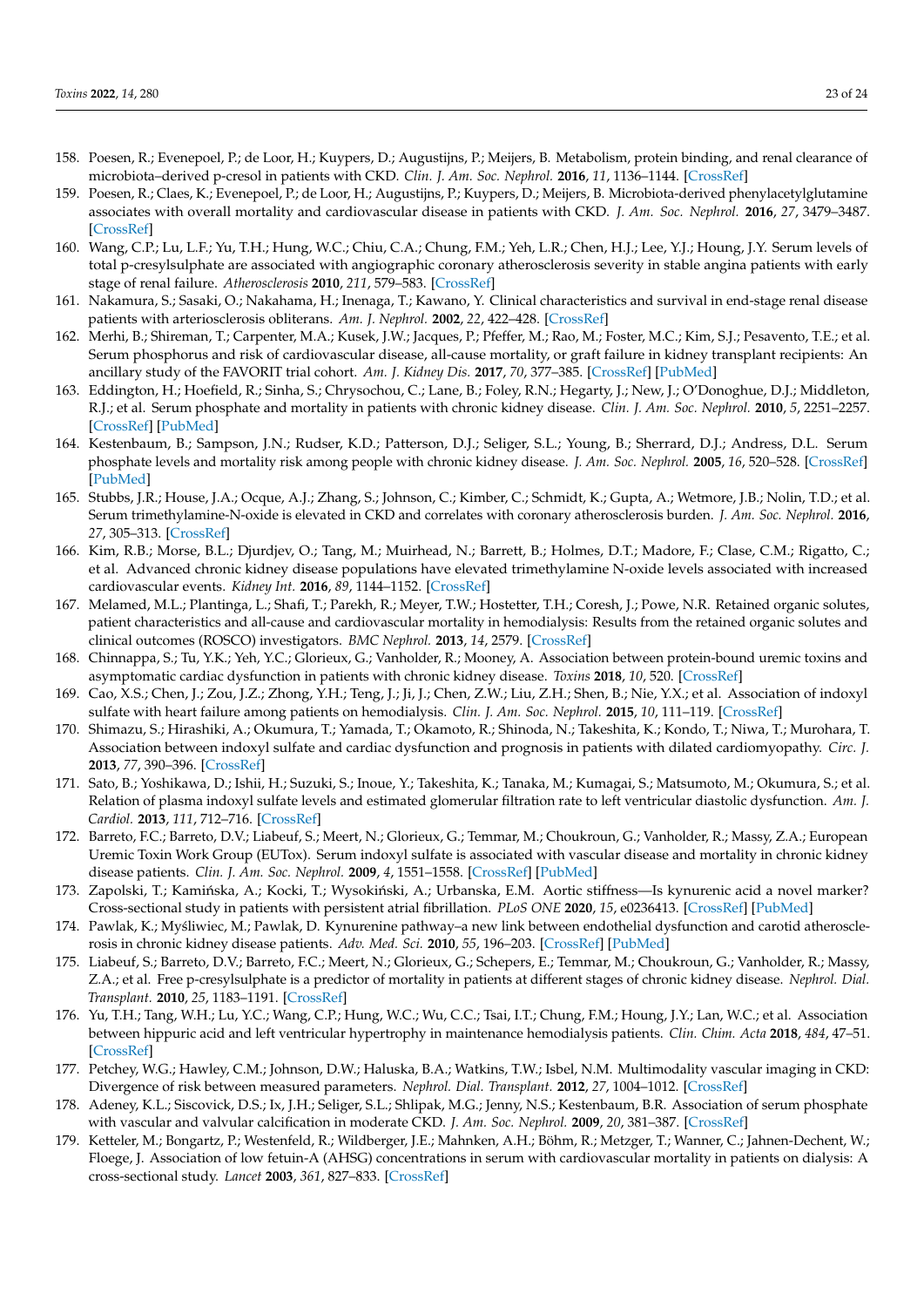158. Poesen, R.; Evenepoel, P.; de Loor, H.; Kuypers, D.; Augustijns, P.; Meijers, B. Metabolism, protein binding, and renal clearance of microbiota–derived p-cresol in patients with CKD. *Clin. J. Am. Soc. Nephrol.* **2016**, *11*, 1136–1144. [CrossRef]
159. Poesen, R.; Claes, K.; Evenepoel, P.; de Loor, H.; Augustijns, P.; Kuypers, D.; Meijers, B. Microbiota-derived phenylacetylglutamine associates with overall mortality and cardiovascular disease in patients with CKD. *J. Am. Soc. Nephrol.* **2016**, *27*, 3479–3487. [CrossRef]
160. Wang, C.P.; Lu, L.F.; Yu, T.H.; Hung, W.C.; Chiu, C.A.; Chung, F.M.; Yeh, L.R.; Chen, H.J.; Lee, Y.J.; Houng, J.Y. Serum levels of total p-cresylsulphate are associated with angiographic coronary atherosclerosis severity in stable angina patients with early stage of renal failure. *Atherosclerosis* **2010**, *211*, 579–583. [CrossRef]
161. Nakamura, S.; Sasaki, O.; Nakahama, H.; Inenaga, T.; Kawano, Y. Clinical characteristics and survival in end-stage renal disease patients with arteriosclerosis obliterans. *Am. J. Nephrol.* **2002**, *22*, 422–428. [CrossRef]
162. Merhi, B.; Shireman, T.; Carpenter, M.A.; Kusek, J.W.; Jacques, P.; Pfeffer, M.; Rao, M.; Foster, M.C.; Kim, S.J.; Pesavento, T.E.; et al. Serum phosphorus and risk of cardiovascular disease, all-cause mortality, or graft failure in kidney transplant recipients: An ancillary study of the FAVORIT trial cohort. *Am. J. Kidney Dis.* **2017**, *70*, 377–385. [CrossRef] [PubMed]
163. Eddington, H.; Hoefield, R.; Sinha, S.; Chrysochou, C.; Lane, B.; Foley, R.N.; Hegarty, J.; New, J.; O'Donoghue, D.J.; Middleton, R.J.; et al. Serum phosphate and mortality in patients with chronic kidney disease. *Clin. J. Am. Soc. Nephrol.* **2010**, *5*, 2251–2257. [CrossRef] [PubMed]
164. Kestenbaum, B.; Sampson, J.N.; Rudser, K.D.; Patterson, D.J.; Seliger, S.L.; Young, B.; Sherrard, D.J.; Andress, D.L. Serum phosphate levels and mortality risk among people with chronic kidney disease. *J. Am. Soc. Nephrol.* **2005**, *16*, 520–528. [CrossRef] [PubMed]
165. Stubbs, J.R.; House, J.A.; Ocque, A.J.; Zhang, S.; Johnson, C.; Kimber, C.; Schmidt, K.; Gupta, A.; Wetmore, J.B.; Nolin, T.D.; et al. Serum trimethylamine-N-oxide is elevated in CKD and correlates with coronary atherosclerosis burden. *J. Am. Soc. Nephrol.* **2016**, *27*, 305–313. [CrossRef]
166. Kim, R.B.; Morse, B.L.; Djurdjev, O.; Tang, M.; Muirhead, N.; Barrett, B.; Holmes, D.T.; Madore, F.; Clase, C.M.; Rigatto, C.; et al. Advanced chronic kidney disease populations have elevated trimethylamine N-oxide levels associated with increased cardiovascular events. *Kidney Int.* **2016**, *89*, 1144–1152. [CrossRef]
167. Melamed, M.L.; Plantinga, L.; Shafi, T.; Parekh, R.; Meyer, T.W.; Hostetter, T.H.; Coresh, J.; Powe, N.R. Retained organic solutes, patient characteristics and all-cause and cardiovascular mortality in hemodialysis: Results from the retained organic solutes and clinical outcomes (ROSCO) investigators. *BMC Nephrol.* **2013**, *14*, 2579. [CrossRef]
168. Chinnappa, S.; Tu, Y.K.; Yeh, Y.C.; Glorieux, G.; Vanholder, R.; Mooney, A. Association between protein-bound uremic toxins and asymptomatic cardiac dysfunction in patients with chronic kidney disease. *Toxins* **2018**, *10*, 520. [CrossRef]
169. Cao, X.S.; Chen, J.; Zou, J.Z.; Zhong, Y.H.; Teng, J.; Ji, J.; Chen, Z.W.; Liu, Z.H.; Shen, B.; Nie, Y.X.; et al. Association of indoxyl sulfate with heart failure among patients on hemodialysis. *Clin. J. Am. Soc. Nephrol.* **2015**, *10*, 111–119. [CrossRef]
170. Shimazu, S.; Hirashiki, A.; Okumura, T.; Yamada, T.; Okamoto, R.; Shinoda, N.; Takeshita, K.; Kondo, T.; Niwa, T.; Murohara, T. Association between indoxyl sulfate and cardiac dysfunction and prognosis in patients with dilated cardiomyopathy. *Circ. J.* **2013**, *77*, 390–396. [CrossRef]
171. Sato, B.; Yoshikawa, D.; Ishii, H.; Suzuki, S.; Inoue, Y.; Takeshita, K.; Tanaka, M.; Kumagai, S.; Matsumoto, M.; Okumura, S.; et al. Relation of plasma indoxyl sulfate levels and estimated glomerular filtration rate to left ventricular diastolic dysfunction. *Am. J. Cardiol.* **2013**, *111*, 712–716. [CrossRef]
172. Barreto, F.C.; Barreto, D.V.; Liabeuf, S.; Meert, N.; Glorieux, G.; Temmar, M.; Choukroun, G.; Vanholder, R.; Massy, Z.A.; European Uremic Toxin Work Group (EUTox). Serum indoxyl sulfate is associated with vascular disease and mortality in chronic kidney disease patients. *Clin. J. Am. Soc. Nephrol.* **2009**, *4*, 1551–1558. [CrossRef] [PubMed]
173. Zapolski, T.; Kamińska, A.; Kocki, T.; Wysokiński, A.; Urbanska, E.M. Aortic stiffness—Is kynurenic acid a novel marker? Cross-sectional study in patients with persistent atrial fibrillation. *PLoS ONE* **2020**, *15*, e0236413. [CrossRef] [PubMed]
174. Pawlak, K.; Myśliwiec, M.; Pawlak, D. Kynurenine pathway–a new link between endothelial dysfunction and carotid atherosclerosis in chronic kidney disease patients. *Adv. Med. Sci.* **2010**, *55*, 196–203. [CrossRef] [PubMed]
175. Liabeuf, S.; Barreto, D.V.; Barreto, F.C.; Meert, N.; Glorieux, G.; Schepers, E.; Temmar, M.; Choukroun, G.; Vanholder, R.; Massy, Z.A.; et al. Free p-cresylsulphate is a predictor of mortality in patients at different stages of chronic kidney disease. *Nephrol. Dial. Transplant.* **2010**, *25*, 1183–1191. [CrossRef]
176. Yu, T.H.; Tang, W.H.; Lu, Y.C.; Wang, C.P.; Hung, W.C.; Wu, C.C.; Tsai, I.T.; Chung, F.M.; Houng, J.Y.; Lan, W.C.; et al. Association between hippuric acid and left ventricular hypertrophy in maintenance hemodialysis patients. *Clin. Chim. Acta* **2018**, *484*, 47–51. [CrossRef]
177. Petchey, W.G.; Hawley, C.M.; Johnson, D.W.; Haluska, B.A.; Watkins, T.W.; Isbel, N.M. Multimodality vascular imaging in CKD: Divergence of risk between measured parameters. *Nephrol. Dial. Transplant.* **2012**, *27*, 1004–1012. [CrossRef]
178. Adeney, K.L.; Siscovick, D.S.; Ix, J.H.; Seliger, S.L.; Shlipak, M.G.; Jenny, N.S.; Kestenbaum, B.R. Association of serum phosphate with vascular and valvular calcification in moderate CKD. *J. Am. Soc. Nephrol.* **2009**, *20*, 381–387. [CrossRef]
179. Ketteler, M.; Bongartz, P.; Westenfeld, R.; Wildberger, J.E.; Mahnken, A.H.; Böhm, R.; Metzger, T.; Wanner, C.; Jahnen-Dechent, W.; Floege, J. Association of low fetuin-A (AHSG) concentrations in serum with cardiovascular mortality in patients on dialysis: A cross-sectional study. *Lancet* **2003**, *361*, 827–833. [CrossRef]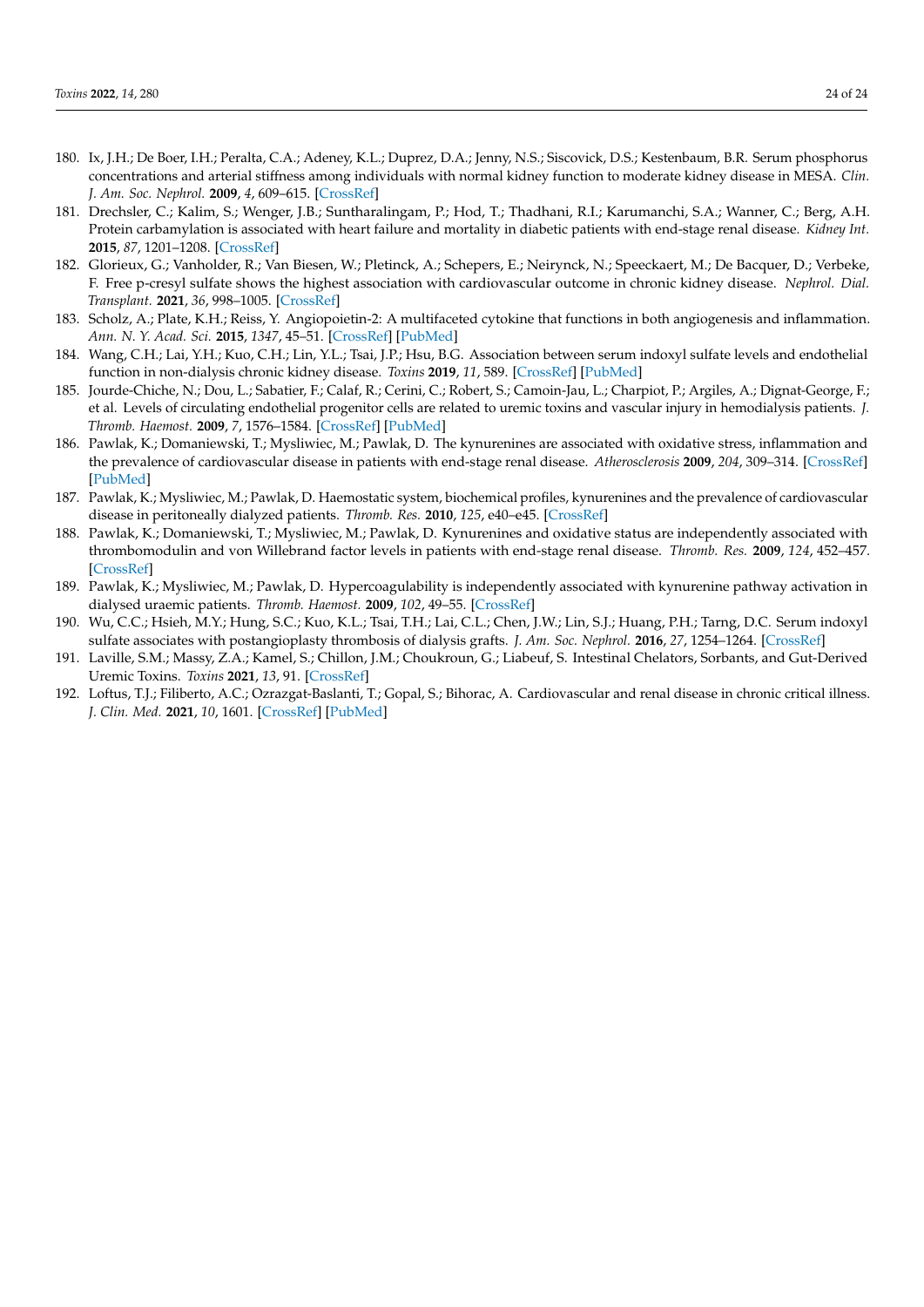180. Ix, J.H.; De Boer, I.H.; Peralta, C.A.; Adeney, K.L.; Duprez, D.A.; Jenny, N.S.; Siscovick, D.S.; Kestenbaum, B.R. Serum phosphorus concentrations and arterial stiffness among individuals with normal kidney function to moderate kidney disease in MESA. *Clin. J. Am. Soc. Nephrol.* **2009**, *4*, 609–615. [CrossRef]
181. Drechsler, C.; Kalim, S.; Wenger, J.B.; Suntharalingam, P.; Hod, T.; Thadhani, R.I.; Karumanchi, S.A.; Wanner, C.; Berg, A.H. Protein carbamylation is associated with heart failure and mortality in diabetic patients with end-stage renal disease. *Kidney Int.* **2015**, *87*, 1201–1208. [CrossRef]
182. Glorieux, G.; Vanholder, R.; Van Biesen, W.; Pletinck, A.; Schepers, E.; Neirynck, N.; Speeckaert, M.; De Bacquer, D.; Verbeke, F. Free p-cresyl sulfate shows the highest association with cardiovascular outcome in chronic kidney disease. *Nephrol. Dial. Transplant.* **2021**, *36*, 998–1005. [CrossRef]
183. Scholz, A.; Plate, K.H.; Reiss, Y. Angiopoietin-2: A multifaceted cytokine that functions in both angiogenesis and inflammation. *Ann. N. Y. Acad. Sci.* **2015**, *1347*, 45–51. [CrossRef] [PubMed]
184. Wang, C.H.; Lai, Y.H.; Kuo, C.H.; Lin, Y.L.; Tsai, J.P.; Hsu, B.G. Association between serum indoxyl sulfate levels and endothelial function in non-dialysis chronic kidney disease. *Toxins* **2019**, *11*, 589. [CrossRef] [PubMed]
185. Jourde-Chiche, N.; Dou, L.; Sabatier, F.; Calaf, R.; Cerini, C.; Robert, S.; Camoin-Jau, L.; Charpiot, P.; Argiles, A.; Dignat-George, F.; et al. Levels of circulating endothelial progenitor cells are related to uremic toxins and vascular injury in hemodialysis patients. *J. Thromb. Haemost.* **2009**, *7*, 1576–1584. [CrossRef] [PubMed]
186. Pawlak, K.; Domaniewski, T.; Mysliwiec, M.; Pawlak, D. The kynurenines are associated with oxidative stress, inflammation and the prevalence of cardiovascular disease in patients with end-stage renal disease. *Atherosclerosis* **2009**, *204*, 309–314. [CrossRef] [PubMed]
187. Pawlak, K.; Mysliwiec, M.; Pawlak, D. Haemostatic system, biochemical profiles, kynurenines and the prevalence of cardiovascular disease in peritoneally dialyzed patients. *Thromb. Res.* **2010**, *125*, e40–e45. [CrossRef]
188. Pawlak, K.; Domaniewski, T.; Mysliwiec, M.; Pawlak, D. Kynurenines and oxidative status are independently associated with thrombomodulin and von Willebrand factor levels in patients with end-stage renal disease. *Thromb. Res.* **2009**, *124*, 452–457. [CrossRef]
189. Pawlak, K.; Mysliwiec, M.; Pawlak, D. Hypercoagulability is independently associated with kynurenine pathway activation in dialysed uraemic patients. *Thromb. Haemost.* **2009**, *102*, 49–55. [CrossRef]
190. Wu, C.C.; Hsieh, M.Y.; Hung, S.C.; Kuo, K.L.; Tsai, T.H.; Lai, C.L.; Chen, J.W.; Lin, S.J.; Huang, P.H.; Tarng, D.C. Serum indoxyl sulfate associates with postangioplasty thrombosis of dialysis grafts. *J. Am. Soc. Nephrol.* **2016**, *27*, 1254–1264. [CrossRef]
191. Laville, S.M.; Massy, Z.A.; Kamel, S.; Chillon, J.M.; Choukroun, G.; Liabeuf, S. Intestinal Chelators, Sorbants, and Gut-Derived Uremic Toxins. *Toxins* **2021**, *13*, 91. [CrossRef]
192. Loftus, T.J.; Filiberto, A.C.; Ozrazgat-Baslanti, T.; Gopal, S.; Bihorac, A. Cardiovascular and renal disease in chronic critical illness. *J. Clin. Med.* **2021**, *10*, 1601. [CrossRef] [PubMed]